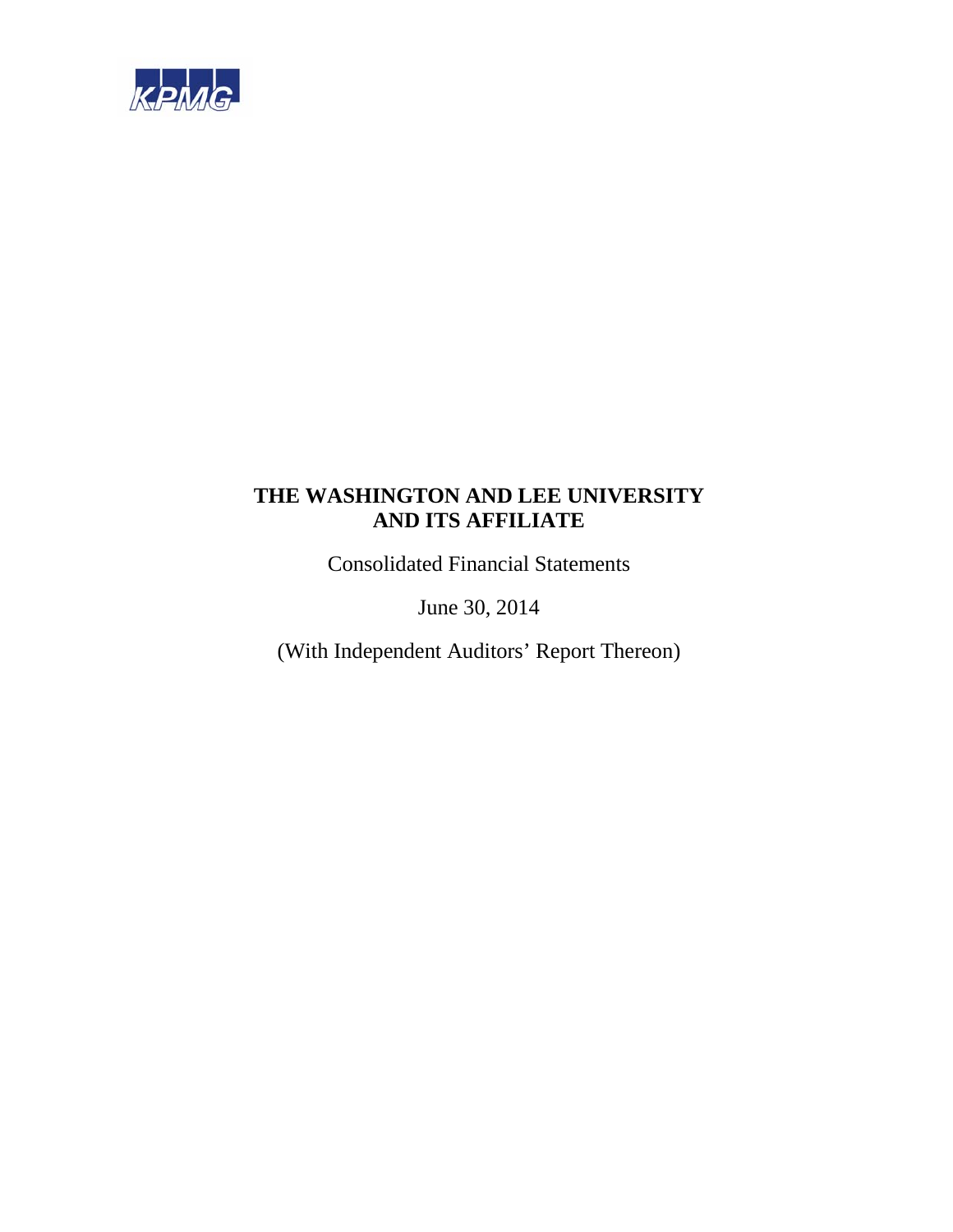KPMG

# THE WASHINGTON AND LEE UNIVERSITY AND ITS AFFILIATE

Consolidated Financial Statements

June 30, 2014

(With Independent Auditors' Report Thereon)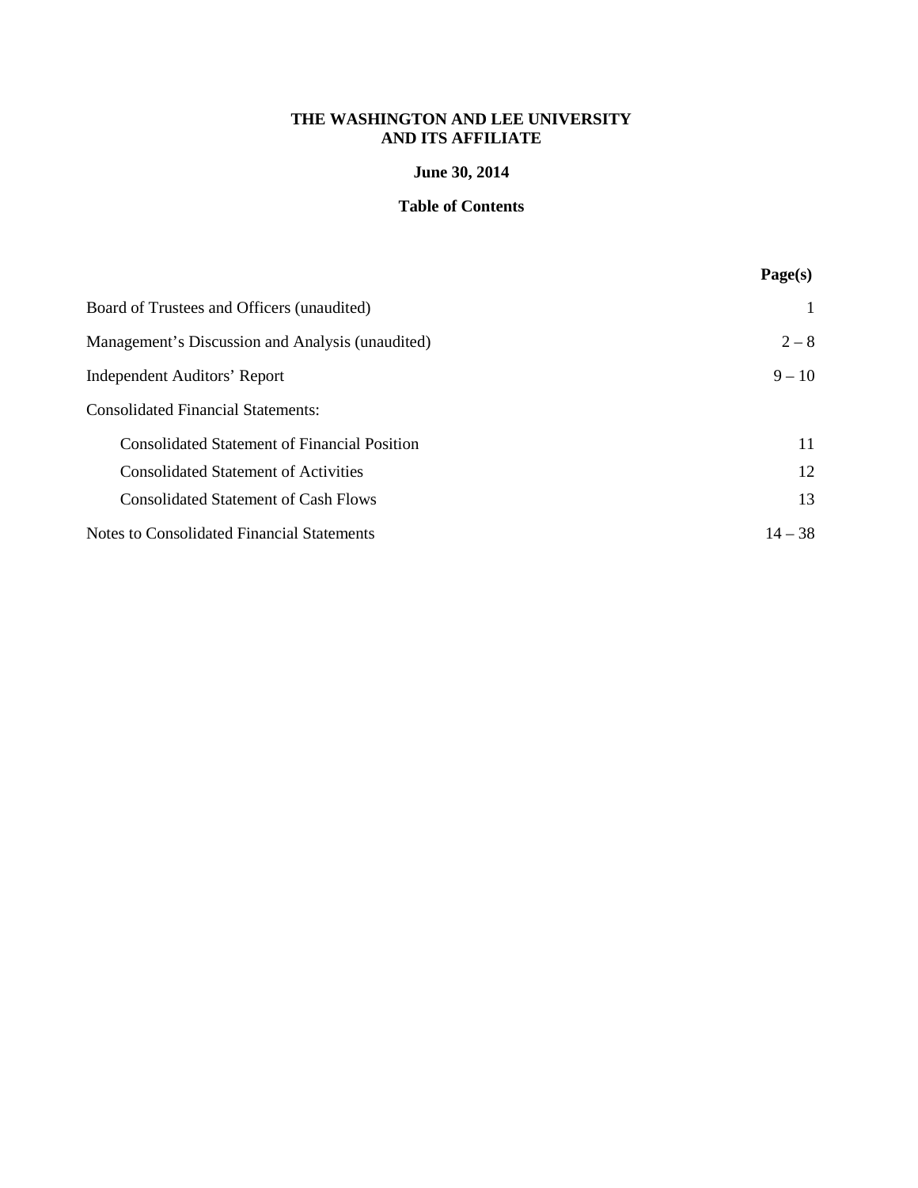**THE WASHINGTON AND LEE UNIVERSITY**
**AND ITS AFFILIATE**

**June 30, 2014**

**Table of Contents**

| | **Page(s)** |
|---|---|
| Board of Trustees and Officers (unaudited) | 1 |
| Management's Discussion and Analysis (unaudited) | 2 – 8 |
| Independent Auditors' Report | 9 – 10 |
| Consolidated Financial Statements: | |
| Consolidated Statement of Financial Position | 11 |
| Consolidated Statement of Activities | 12 |
| Consolidated Statement of Cash Flows | 13 |
| Notes to Consolidated Financial Statements | 14 – 38 |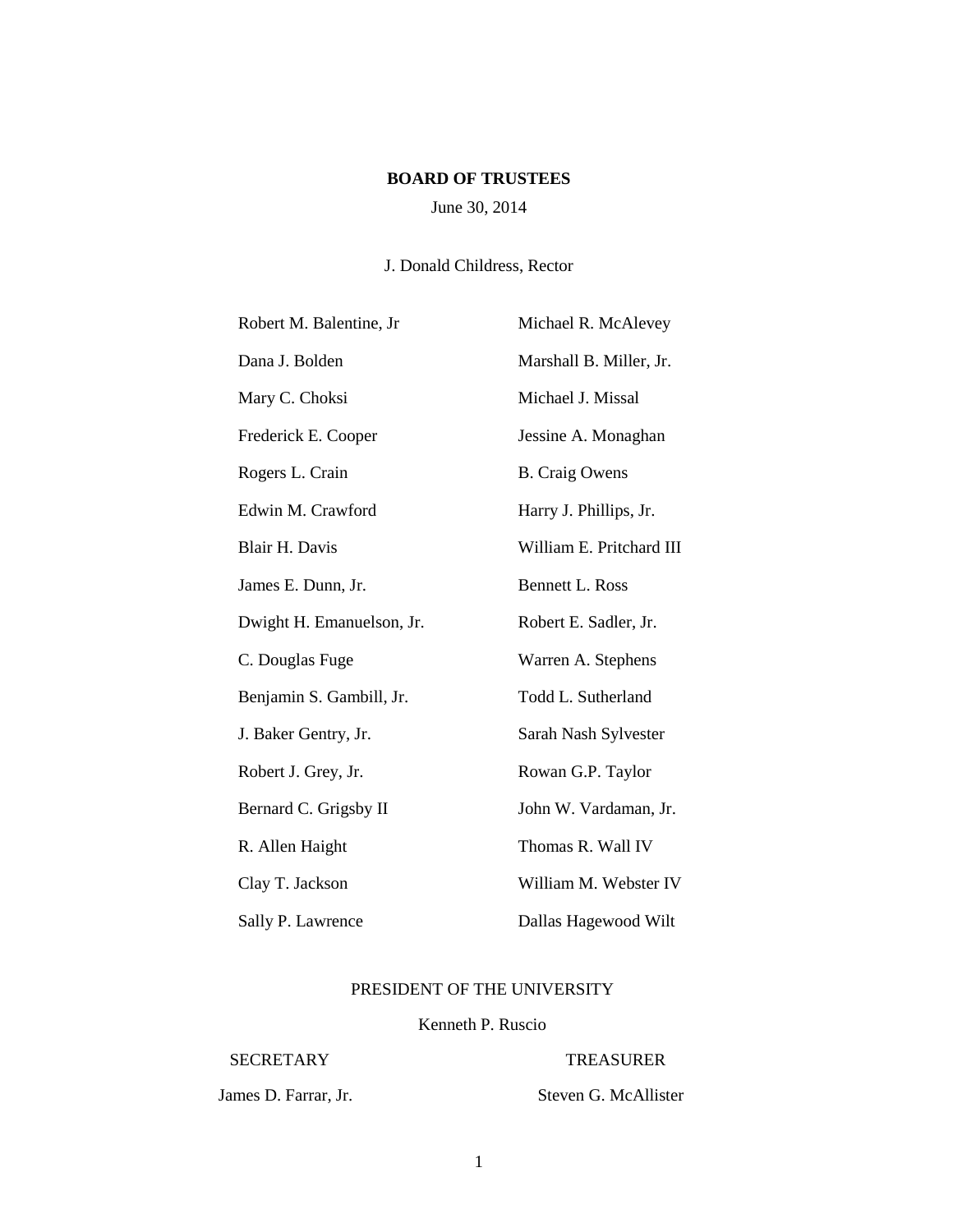# BOARD OF TRUSTEES

June 30, 2014

J. Donald Childress, Rector

Robert M. Balentine, Jr

Dana J. Bolden

Mary C. Choksi

Frederick E. Cooper

Rogers L. Crain

Edwin M. Crawford

Blair H. Davis

James E. Dunn, Jr.

Dwight H. Emanuelson, Jr.

C. Douglas Fuge

Benjamin S. Gambill, Jr.

J. Baker Gentry, Jr.

Robert J. Grey, Jr.

Bernard C. Grigsby II

R. Allen Haight

Clay T. Jackson

Sally P. Lawrence

Michael R. McAlevey

Marshall B. Miller, Jr.

Michael J. Missal

Jessine A. Monaghan

B. Craig Owens

Harry J. Phillips, Jr.

William E. Pritchard III

Bennett L. Ross

Robert E. Sadler, Jr.

Warren A. Stephens

Todd L. Sutherland

Sarah Nash Sylvester

Rowan G.P. Taylor

John W. Vardaman, Jr.

Thomas R. Wall IV

William M. Webster IV

Dallas Hagewood Wilt

PRESIDENT OF THE UNIVERSITY

Kenneth P. Ruscio

SECRETARY

James D. Farrar, Jr.

TREASURER

Steven G. McAllister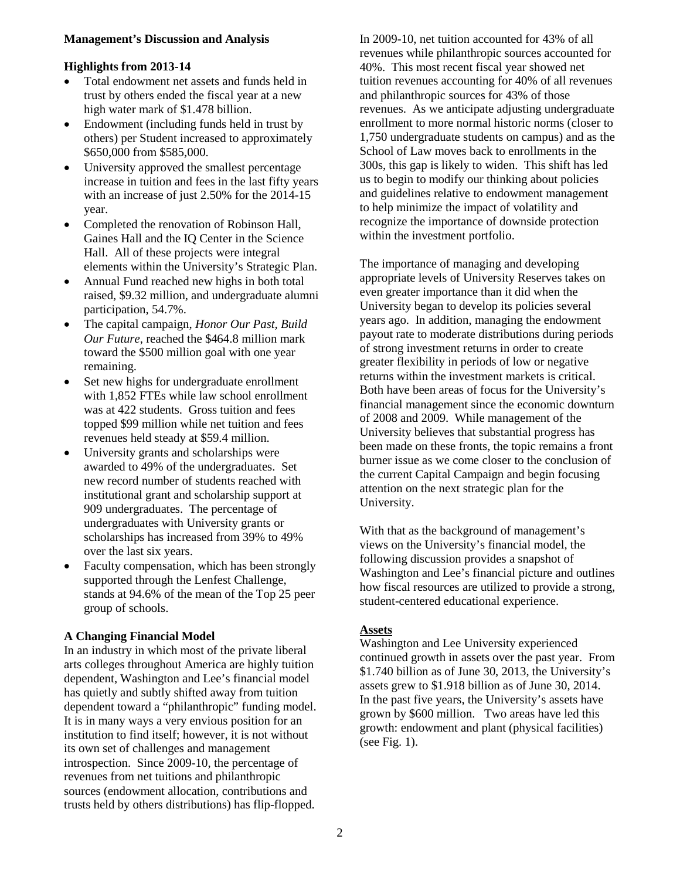**Management's Discussion and Analysis**

**Highlights from 2013-14**

- Total endowment net assets and funds held in trust by others ended the fiscal year at a new high water mark of $1.478 billion.
- Endowment (including funds held in trust by others) per Student increased to approximately $650,000 from $585,000.
- University approved the smallest percentage increase in tuition and fees in the last fifty years with an increase of just 2.50% for the 2014-15 year.
- Completed the renovation of Robinson Hall, Gaines Hall and the IQ Center in the Science Hall. All of these projects were integral elements within the University's Strategic Plan.
- Annual Fund reached new highs in both total raised, $9.32 million, and undergraduate alumni participation, 54.7%.
- The capital campaign, *Honor Our Past, Build Our Future*, reached the $464.8 million mark toward the $500 million goal with one year remaining.
- Set new highs for undergraduate enrollment with 1,852 FTEs while law school enrollment was at 422 students. Gross tuition and fees topped $99 million while net tuition and fees revenues held steady at $59.4 million.
- University grants and scholarships were awarded to 49% of the undergraduates. Set new record number of students reached with institutional grant and scholarship support at 909 undergraduates. The percentage of undergraduates with University grants or scholarships has increased from 39% to 49% over the last six years.
- Faculty compensation, which has been strongly supported through the Lenfest Challenge, stands at 94.6% of the mean of the Top 25 peer group of schools.

**A Changing Financial Model**

In an industry in which most of the private liberal arts colleges throughout America are highly tuition dependent, Washington and Lee's financial model has quietly and subtly shifted away from tuition dependent toward a "philanthropic" funding model. It is in many ways a very envious position for an institution to find itself; however, it is not without its own set of challenges and management introspection. Since 2009-10, the percentage of revenues from net tuitions and philanthropic sources (endowment allocation, contributions and trusts held by others distributions) has flip-flopped. In 2009-10, net tuition accounted for 43% of all revenues while philanthropic sources accounted for 40%. This most recent fiscal year showed net tuition revenues accounting for 40% of all revenues and philanthropic sources for 43% of those revenues. As we anticipate adjusting undergraduate enrollment to more normal historic norms (closer to 1,750 undergraduate students on campus) and as the School of Law moves back to enrollments in the 300s, this gap is likely to widen. This shift has led us to begin to modify our thinking about policies and guidelines relative to endowment management to help minimize the impact of volatility and recognize the importance of downside protection within the investment portfolio.

The importance of managing and developing appropriate levels of University Reserves takes on even greater importance than it did when the University began to develop its policies several years ago. In addition, managing the endowment payout rate to moderate distributions during periods of strong investment returns in order to create greater flexibility in periods of low or negative returns within the investment markets is critical. Both have been areas of focus for the University's financial management since the economic downturn of 2008 and 2009. While management of the University believes that substantial progress has been made on these fronts, the topic remains a front burner issue as we come closer to the conclusion of the current Capital Campaign and begin focusing attention on the next strategic plan for the University.

With that as the background of management's views on the University's financial model, the following discussion provides a snapshot of Washington and Lee's financial picture and outlines how fiscal resources are utilized to provide a strong, student-centered educational experience.

**Assets**

Washington and Lee University experienced continued growth in assets over the past year. From $1.740 billion as of June 30, 2013, the University's assets grew to $1.918 billion as of June 30, 2014. In the past five years, the University's assets have grown by $600 million. Two areas have led this growth: endowment and plant (physical facilities) (see Fig. 1).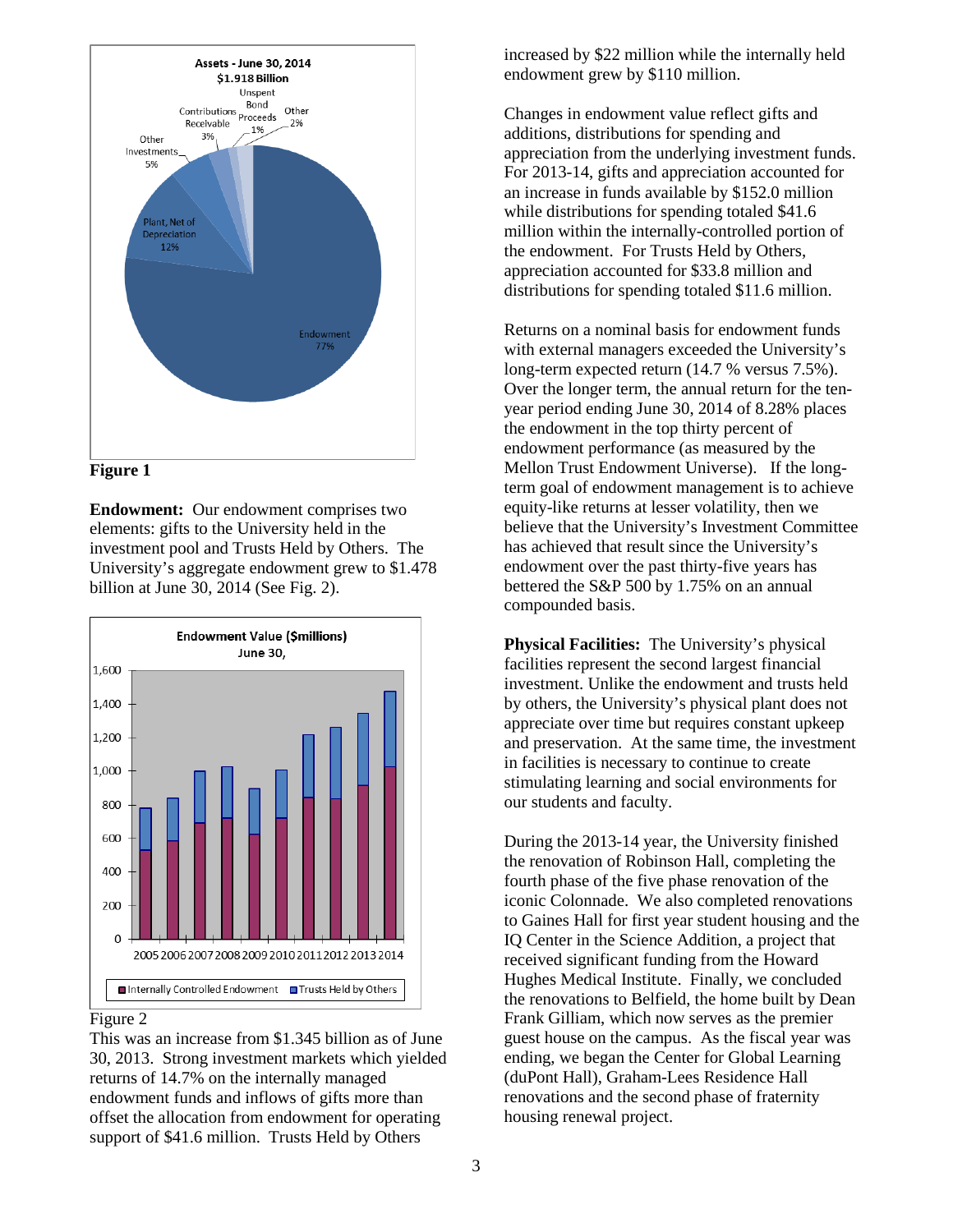Figure 1

**Endowment:** Our endowment comprises two elements: gifts to the University held in the investment pool and Trusts Held by Others. The University's aggregate endowment grew to $1.478 billion at June 30, 2014 (See Fig. 2).

Figure 2

This was an increase from $1.345 billion as of June 30, 2013. Strong investment markets which yielded returns of 14.7% on the internally managed endowment funds and inflows of gifts more than offset the allocation from endowment for operating support of $41.6 million. Trusts Held by Others increased by $22 million while the internally held endowment grew by $110 million.

Changes in endowment value reflect gifts and additions, distributions for spending and appreciation from the underlying investment funds. For 2013-14, gifts and appreciation accounted for an increase in funds available by $152.0 million while distributions for spending totaled $41.6 million within the internally-controlled portion of the endowment. For Trusts Held by Others, appreciation accounted for $33.8 million and distributions for spending totaled $11.6 million.

Returns on a nominal basis for endowment funds with external managers exceeded the University's long-term expected return (14.7 % versus 7.5%). Over the longer term, the annual return for the ten-year period ending June 30, 2014 of 8.28% places the endowment in the top thirty percent of endowment performance (as measured by the Mellon Trust Endowment Universe). If the long-term goal of endowment management is to achieve equity-like returns at lesser volatility, then we believe that the University's Investment Committee has achieved that result since the University's endowment over the past thirty-five years has bettered the S&P 500 by 1.75% on an annual compounded basis.

**Physical Facilities:** The University's physical facilities represent the second largest financial investment. Unlike the endowment and trusts held by others, the University's physical plant does not appreciate over time but requires constant upkeep and preservation. At the same time, the investment in facilities is necessary to continue to create stimulating learning and social environments for our students and faculty.

During the 2013-14 year, the University finished the renovation of Robinson Hall, completing the fourth phase of the five phase renovation of the iconic Colonnade. We also completed renovations to Gaines Hall for first year student housing and the IQ Center in the Science Addition, a project that received significant funding from the Howard Hughes Medical Institute. Finally, we concluded the renovations to Belfield, the home built by Dean Frank Gilliam, which now serves as the premier guest house on the campus. As the fiscal year was ending, we began the Center for Global Learning (duPont Hall), Graham-Lees Residence Hall renovations and the second phase of fraternity housing renewal project.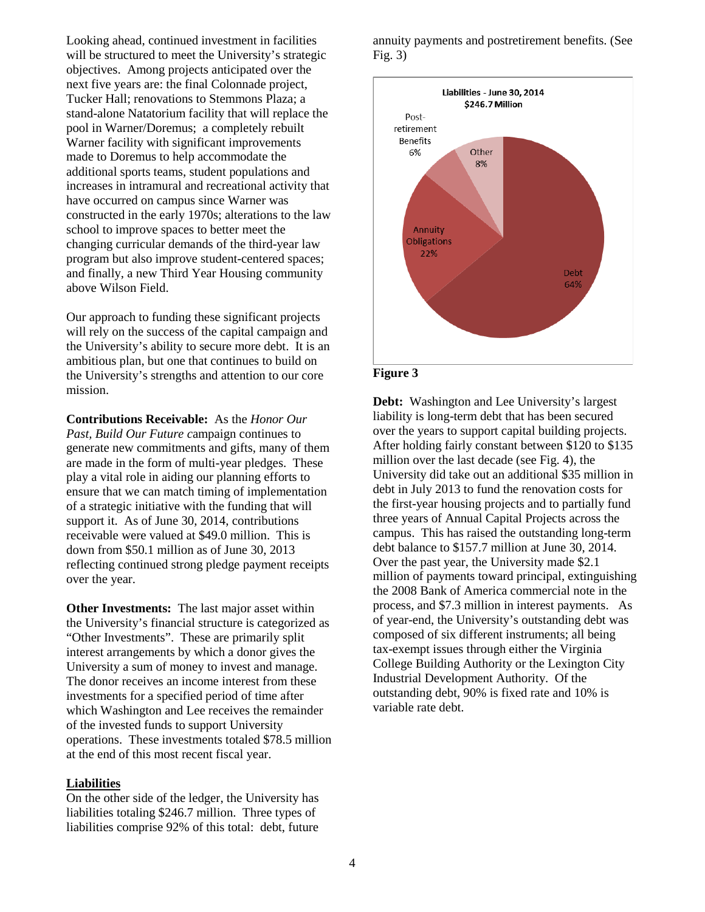Looking ahead, continued investment in facilities will be structured to meet the University's strategic objectives. Among projects anticipated over the next five years are: the final Colonnade project, Tucker Hall; renovations to Stemmons Plaza; a stand-alone Natatorium facility that will replace the pool in Warner/Doremus; a completely rebuilt Warner facility with significant improvements made to Doremus to help accommodate the additional sports teams, student populations and increases in intramural and recreational activity that have occurred on campus since Warner was constructed in the early 1970s; alterations to the law school to improve spaces to better meet the changing curricular demands of the third-year law program but also improve student-centered spaces; and finally, a new Third Year Housing community above Wilson Field.

Our approach to funding these significant projects will rely on the success of the capital campaign and the University's ability to secure more debt. It is an ambitious plan, but one that continues to build on the University's strengths and attention to our core mission.

**Contributions Receivable:** As the *Honor Our Past, Build Our Future c*ampaign continues to generate new commitments and gifts, many of them are made in the form of multi-year pledges. These play a vital role in aiding our planning efforts to ensure that we can match timing of implementation of a strategic initiative with the funding that will support it. As of June 30, 2014, contributions receivable were valued at $49.0 million. This is down from $50.1 million as of June 30, 2013 reflecting continued strong pledge payment receipts over the year.

**Other Investments:** The last major asset within the University's financial structure is categorized as "Other Investments". These are primarily split interest arrangements by which a donor gives the University a sum of money to invest and manage. The donor receives an income interest from these investments for a specified period of time after which Washington and Lee receives the remainder of the invested funds to support University operations. These investments totaled $78.5 million at the end of this most recent fiscal year.

## Liabilities

On the other side of the ledger, the University has liabilities totaling $246.7 million. Three types of liabilities comprise 92% of this total: debt, future annuity payments and postretirement benefits. (See Fig. 3)

Liabilities - June 30, 2014
$246.7 Million

| Category | Percent |
|---|---|
| Debt | 64% |
| Annuity Obligations | 22% |
| Post-retirement Benefits | 6% |
| Other | 8% |

**Figure 3**

**Debt:** Washington and Lee University's largest liability is long-term debt that has been secured over the years to support capital building projects. After holding fairly constant between $120 to $135 million over the last decade (see Fig. 4), the University did take out an additional $35 million in debt in July 2013 to fund the renovation costs for the first-year housing projects and to partially fund three years of Annual Capital Projects across the campus. This has raised the outstanding long-term debt balance to $157.7 million at June 30, 2014. Over the past year, the University made $2.1 million of payments toward principal, extinguishing the 2008 Bank of America commercial note in the process, and $7.3 million in interest payments. As of year-end, the University's outstanding debt was composed of six different instruments; all being tax-exempt issues through either the Virginia College Building Authority or the Lexington City Industrial Development Authority. Of the outstanding debt, 90% is fixed rate and 10% is variable rate debt.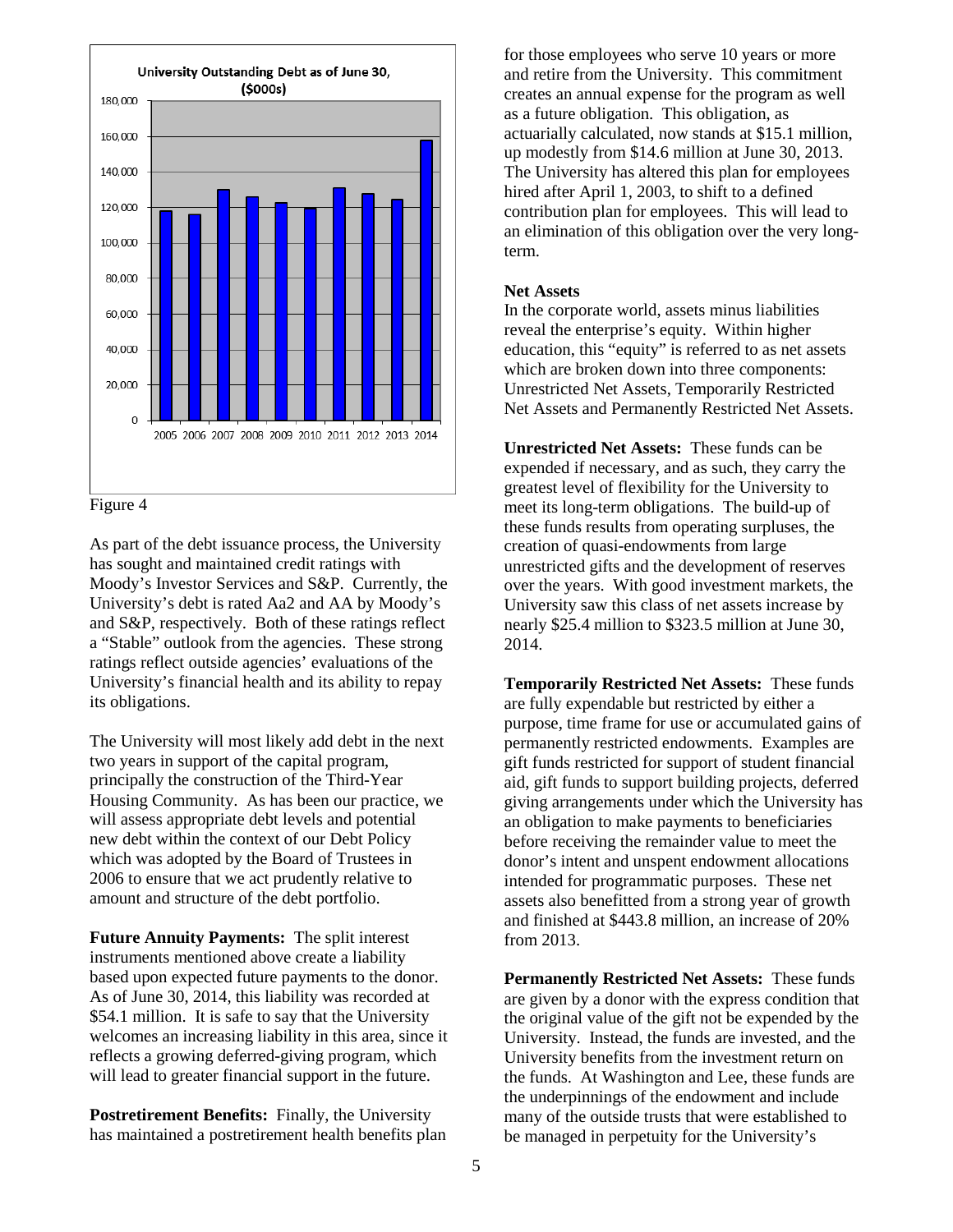University Outstanding Debt as of June 30, ($000s)

Figure 4

As part of the debt issuance process, the University has sought and maintained credit ratings with Moody's Investor Services and S&P. Currently, the University's debt is rated Aa2 and AA by Moody's and S&P, respectively. Both of these ratings reflect a "Stable" outlook from the agencies. These strong ratings reflect outside agencies' evaluations of the University's financial health and its ability to repay its obligations.

The University will most likely add debt in the next two years in support of the capital program, principally the construction of the Third-Year Housing Community. As has been our practice, we will assess appropriate debt levels and potential new debt within the context of our Debt Policy which was adopted by the Board of Trustees in 2006 to ensure that we act prudently relative to amount and structure of the debt portfolio.

**Future Annuity Payments:** The split interest instruments mentioned above create a liability based upon expected future payments to the donor. As of June 30, 2014, this liability was recorded at \$54.1 million. It is safe to say that the University welcomes an increasing liability in this area, since it reflects a growing deferred-giving program, which will lead to greater financial support in the future.

**Postretirement Benefits:** Finally, the University has maintained a postretirement health benefits plan for those employees who serve 10 years or more and retire from the University. This commitment creates an annual expense for the program as well as a future obligation. This obligation, as actuarially calculated, now stands at \$15.1 million, up modestly from \$14.6 million at June 30, 2013. The University has altered this plan for employees hired after April 1, 2003, to shift to a defined contribution plan for employees. This will lead to an elimination of this obligation over the very long-term.

**Net Assets**

In the corporate world, assets minus liabilities reveal the enterprise's equity. Within higher education, this "equity" is referred to as net assets which are broken down into three components: Unrestricted Net Assets, Temporarily Restricted Net Assets and Permanently Restricted Net Assets.

**Unrestricted Net Assets:** These funds can be expended if necessary, and as such, they carry the greatest level of flexibility for the University to meet its long-term obligations. The build-up of these funds results from operating surpluses, the creation of quasi-endowments from large unrestricted gifts and the development of reserves over the years. With good investment markets, the University saw this class of net assets increase by nearly \$25.4 million to \$323.5 million at June 30, 2014.

**Temporarily Restricted Net Assets:** These funds are fully expendable but restricted by either a purpose, time frame for use or accumulated gains of permanently restricted endowments. Examples are gift funds restricted for support of student financial aid, gift funds to support building projects, deferred giving arrangements under which the University has an obligation to make payments to beneficiaries before receiving the remainder value to meet the donor's intent and unspent endowment allocations intended for programmatic purposes. These net assets also benefitted from a strong year of growth and finished at \$443.8 million, an increase of 20% from 2013.

**Permanently Restricted Net Assets:** These funds are given by a donor with the express condition that the original value of the gift not be expended by the University. Instead, the funds are invested, and the University benefits from the investment return on the funds. At Washington and Lee, these funds are the underpinnings of the endowment and include many of the outside trusts that were established to be managed in perpetuity for the University's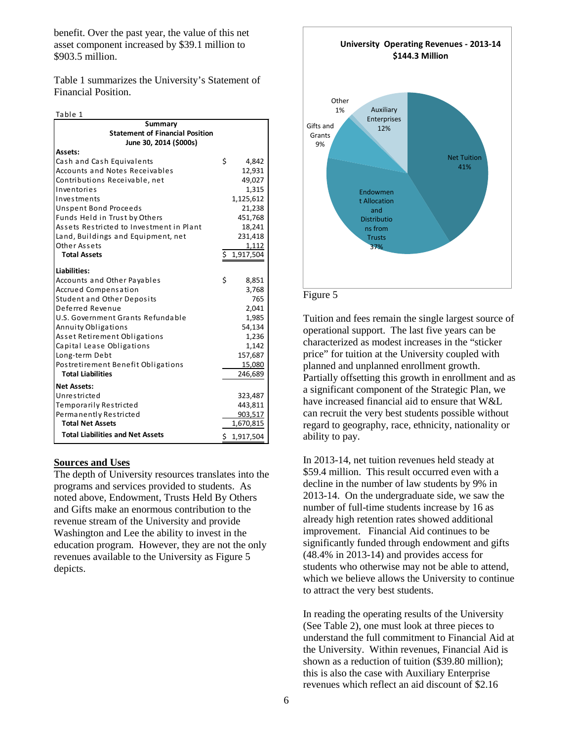benefit. Over the past year, the value of this net asset component increased by $39.1 million to $903.5 million.

Table 1 summarizes the University's Statement of Financial Position.

Table 1

| Summary Statement of Financial Position June 30, 2014 ($000s) | |
|---|---|
| **Assets:** | |
| Cash and Cash Equivalents | $ 4,842 |
| Accounts and Notes Receivables | 12,931 |
| Contributions Receivable, net | 49,027 |
| Inventories | 1,315 |
| Investments | 1,125,612 |
| Unspent Bond Proceeds | 21,238 |
| Funds Held in Trust by Others | 451,768 |
| Assets Restricted to Investment in Plant | 18,241 |
| Land, Buildings and Equipment, net | 231,418 |
| Other Assets | 1,112 |
| **Total Assets** | $ 1,917,504 |
| **Liabilities:** | |
| Accounts and Other Payables | $ 8,851 |
| Accrued Compensation | 3,768 |
| Student and Other Deposits | 765 |
| Deferred Revenue | 2,041 |
| U.S. Government Grants Refundable | 1,985 |
| Annuity Obligations | 54,134 |
| Asset Retirement Obligations | 1,236 |
| Capital Lease Obligations | 1,142 |
| Long-term Debt | 157,687 |
| Postretirement Benefit Obligations | 15,080 |
| **Total Liabilities** | 246,689 |
| **Net Assets:** | |
| Unrestricted | 323,487 |
| Temporarily Restricted | 443,811 |
| Permanently Restricted | 903,517 |
| **Total Net Assets** | 1,670,815 |
| **Total Liabilities and Net Assets** | $ 1,917,504 |

## Sources and Uses

The depth of University resources translates into the programs and services provided to students. As noted above, Endowment, Trusts Held By Others and Gifts make an enormous contribution to the revenue stream of the University and provide Washington and Lee the ability to invest in the education program. However, they are not the only revenues available to the University as Figure 5 depicts.

**University Operating Revenues - 2013-14 $144.3 Million**

| Source | Share |
|---|---|
| Net Tuition | 41% |
| Endowment Allocation and Distributions from Trusts | 37% |
| Auxiliary Enterprises | 12% |
| Gifts and Grants | 9% |
| Other | 1% |

Figure 5

Tuition and fees remain the single largest source of operational support. The last five years can be characterized as modest increases in the "sticker price" for tuition at the University coupled with planned and unplanned enrollment growth. Partially offsetting this growth in enrollment and as a significant component of the Strategic Plan, we have increased financial aid to ensure that W&L can recruit the very best students possible without regard to geography, race, ethnicity, nationality or ability to pay.

In 2013-14, net tuition revenues held steady at $59.4 million. This result occurred even with a decline in the number of law students by 9% in 2013-14. On the undergraduate side, we saw the number of full-time students increase by 16 as already high retention rates showed additional improvement. Financial Aid continues to be significantly funded through endowment and gifts (48.4% in 2013-14) and provides access for students who otherwise may not be able to attend, which we believe allows the University to continue to attract the very best students.

In reading the operating results of the University (See Table 2), one must look at three pieces to understand the full commitment to Financial Aid at the University. Within revenues, Financial Aid is shown as a reduction of tuition ($39.80 million); this is also the case with Auxiliary Enterprise revenues which reflect an aid discount of $2.16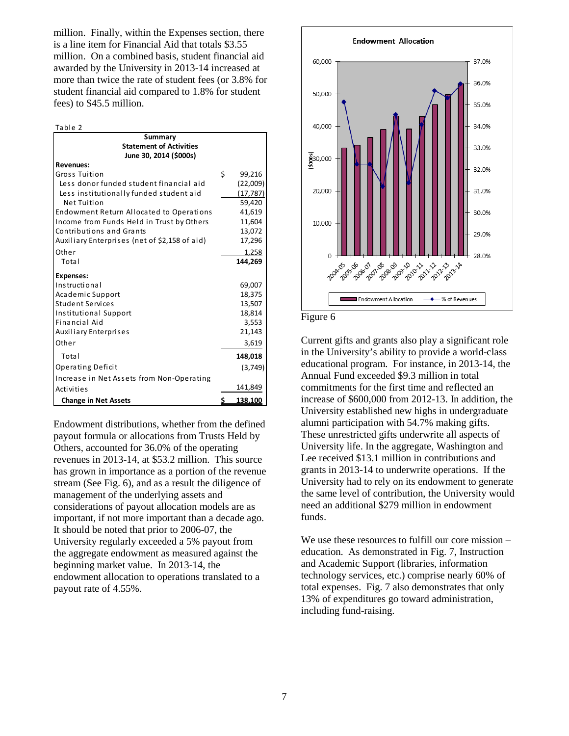million. Finally, within the Expenses section, there is a line item for Financial Aid that totals $3.55 million. On a combined basis, student financial aid awarded by the University in 2013-14 increased at more than twice the rate of student fees (or 3.8% for student financial aid compared to 1.8% for student fees) to $45.5 million.

Table 2

| Summary Statement of Activities June 30, 2014 ($000s) | |
|---|---|
| **Revenues:** | |
| Gross Tuition | $ 99,216 |
| Less donor funded student financial aid | (22,009) |
| Less institutionally funded student aid | (17,787) |
| Net Tuition | 59,420 |
| Endowment Return Allocated to Operations | 41,619 |
| Income from Funds Held in Trust by Others | 11,604 |
| Contributions and Grants | 13,072 |
| Auxiliary Enterprises (net of $2,158 of aid) | 17,296 |
| Other | 1,258 |
| Total | **144,269** |
| **Expenses:** | |
| Instructional | 69,007 |
| Academic Support | 18,375 |
| Student Services | 13,507 |
| Institutional Support | 18,814 |
| Financial Aid | 3,553 |
| Auxiliary Enterprises | 21,143 |
| Other | 3,619 |
| Total | **148,018** |
| Operating Deficit | (3,749) |
| Increase in Net Assets from Non-Operating Activities | 141,849 |
| **Change in Net Assets** | **$ 138,100** |

Endowment distributions, whether from the defined payout formula or allocations from Trusts Held by Others, accounted for 36.0% of the operating revenues in 2013-14, at $53.2 million. This source has grown in importance as a portion of the revenue stream (See Fig. 6), and as a result the diligence of management of the underlying assets and considerations of payout allocation models are as important, if not more important than a decade ago. It should be noted that prior to 2006-07, the University regularly exceeded a 5% payout from the aggregate endowment as measured against the beginning market value. In 2013-14, the endowment allocation to operations translated to a payout rate of 4.55%.

Figure 6

Current gifts and grants also play a significant role in the University's ability to provide a world-class educational program. For instance, in 2013-14, the Annual Fund exceeded $9.3 million in total commitments for the first time and reflected an increase of $600,000 from 2012-13. In addition, the University established new highs in undergraduate alumni participation with 54.7% making gifts. These unrestricted gifts underwrite all aspects of University life. In the aggregate, Washington and Lee received $13.1 million in contributions and grants in 2013-14 to underwrite operations. If the University had to rely on its endowment to generate the same level of contribution, the University would need an additional $279 million in endowment funds.

We use these resources to fulfill our core mission – education. As demonstrated in Fig. 7, Instruction and Academic Support (libraries, information technology services, etc.) comprise nearly 60% of total expenses. Fig. 7 also demonstrates that only 13% of expenditures go toward administration, including fund-raising.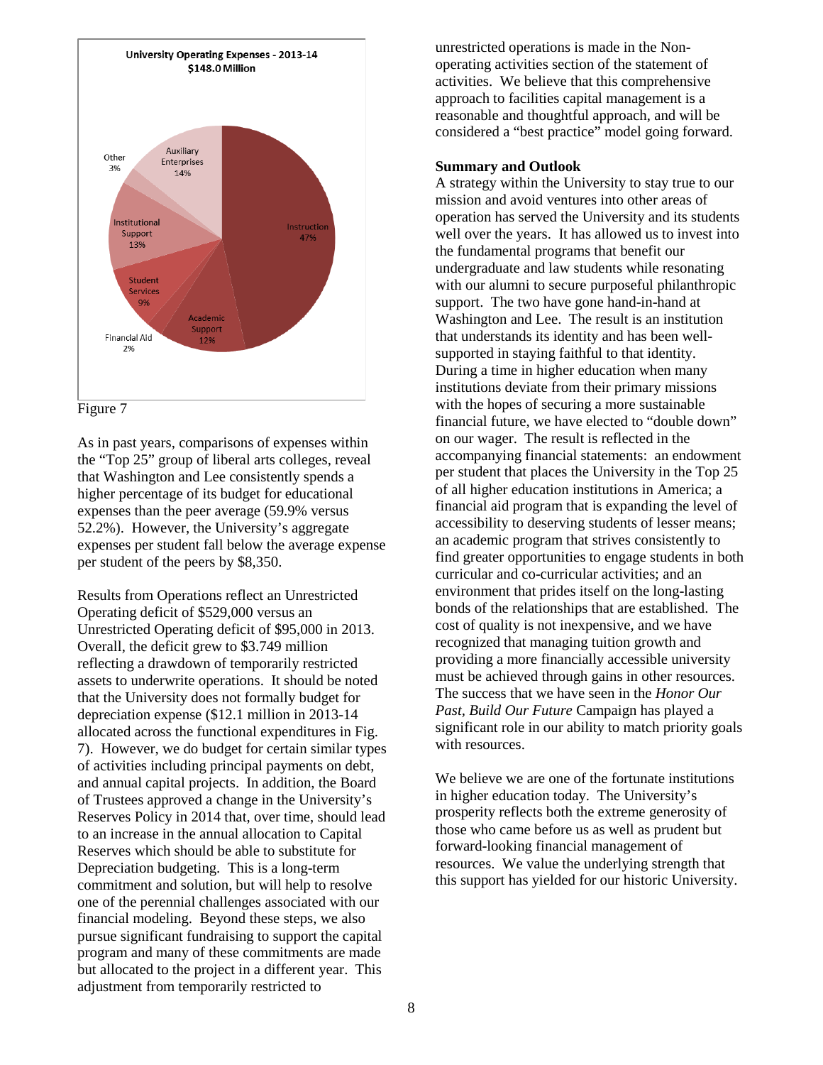University Operating Expenses - 2013-14
$148.0 Million

| Category | Percentage |
| --- | --- |
| Instruction | 47% |
| Academic Support | 12% |
| Financial Aid | 2% |
| Student Services | 9% |
| Institutional Support | 13% |
| Other | 3% |
| Auxiliary Enterprises | 14% |

Figure 7

As in past years, comparisons of expenses within the "Top 25" group of liberal arts colleges, reveal that Washington and Lee consistently spends a higher percentage of its budget for educational expenses than the peer average (59.9% versus 52.2%). However, the University's aggregate expenses per student fall below the average expense per student of the peers by $8,350.

Results from Operations reflect an Unrestricted Operating deficit of $529,000 versus an Unrestricted Operating deficit of $95,000 in 2013. Overall, the deficit grew to $3.749 million reflecting a drawdown of temporarily restricted assets to underwrite operations. It should be noted that the University does not formally budget for depreciation expense ($12.1 million in 2013-14 allocated across the functional expenditures in Fig. 7). However, we do budget for certain similar types of activities including principal payments on debt, and annual capital projects. In addition, the Board of Trustees approved a change in the University's Reserves Policy in 2014 that, over time, should lead to an increase in the annual allocation to Capital Reserves which should be able to substitute for Depreciation budgeting. This is a long-term commitment and solution, but will help to resolve one of the perennial challenges associated with our financial modeling. Beyond these steps, we also pursue significant fundraising to support the capital program and many of these commitments are made but allocated to the project in a different year. This adjustment from temporarily restricted to unrestricted operations is made in the Non-operating activities section of the statement of activities. We believe that this comprehensive approach to facilities capital management is a reasonable and thoughtful approach, and will be considered a "best practice" model going forward.

**Summary and Outlook**

A strategy within the University to stay true to our mission and avoid ventures into other areas of operation has served the University and its students well over the years. It has allowed us to invest into the fundamental programs that benefit our undergraduate and law students while resonating with our alumni to secure purposeful philanthropic support. The two have gone hand-in-hand at Washington and Lee. The result is an institution that understands its identity and has been well-supported in staying faithful to that identity. During a time in higher education when many institutions deviate from their primary missions with the hopes of securing a more sustainable financial future, we have elected to "double down" on our wager. The result is reflected in the accompanying financial statements: an endowment per student that places the University in the Top 25 of all higher education institutions in America; a financial aid program that is expanding the level of accessibility to deserving students of lesser means; an academic program that strives consistently to find greater opportunities to engage students in both curricular and co-curricular activities; and an environment that prides itself on the long-lasting bonds of the relationships that are established. The cost of quality is not inexpensive, and we have recognized that managing tuition growth and providing a more financially accessible university must be achieved through gains in other resources. The success that we have seen in the *Honor Our Past, Build Our Future* Campaign has played a significant role in our ability to match priority goals with resources.

We believe we are one of the fortunate institutions in higher education today. The University's prosperity reflects both the extreme generosity of those who came before us as well as prudent but forward-looking financial management of resources. We value the underlying strength that this support has yielded for our historic University.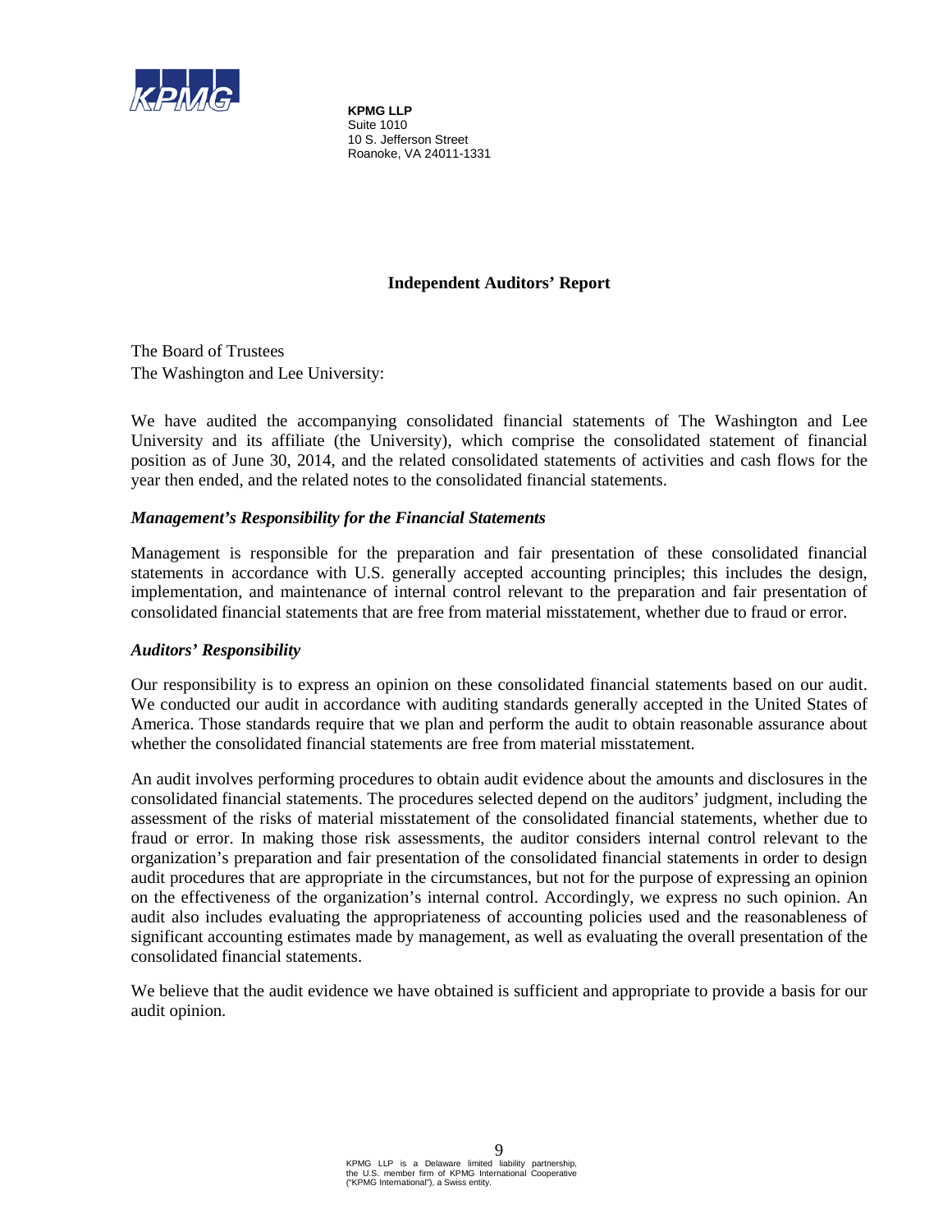KPMG LLP
Suite 1010
10 S. Jefferson Street
Roanoke, VA 24011-1331

## Independent Auditors' Report

The Board of Trustees
The Washington and Lee University:

We have audited the accompanying consolidated financial statements of The Washington and Lee University and its affiliate (the University), which comprise the consolidated statement of financial position as of June 30, 2014, and the related consolidated statements of activities and cash flows for the year then ended, and the related notes to the consolidated financial statements.

### *Management's Responsibility for the Financial Statements*

Management is responsible for the preparation and fair presentation of these consolidated financial statements in accordance with U.S. generally accepted accounting principles; this includes the design, implementation, and maintenance of internal control relevant to the preparation and fair presentation of consolidated financial statements that are free from material misstatement, whether due to fraud or error.

### *Auditors' Responsibility*

Our responsibility is to express an opinion on these consolidated financial statements based on our audit. We conducted our audit in accordance with auditing standards generally accepted in the United States of America. Those standards require that we plan and perform the audit to obtain reasonable assurance about whether the consolidated financial statements are free from material misstatement.

An audit involves performing procedures to obtain audit evidence about the amounts and disclosures in the consolidated financial statements. The procedures selected depend on the auditors' judgment, including the assessment of the risks of material misstatement of the consolidated financial statements, whether due to fraud or error. In making those risk assessments, the auditor considers internal control relevant to the organization's preparation and fair presentation of the consolidated financial statements in order to design audit procedures that are appropriate in the circumstances, but not for the purpose of expressing an opinion on the effectiveness of the organization's internal control. Accordingly, we express no such opinion. An audit also includes evaluating the appropriateness of accounting policies used and the reasonableness of significant accounting estimates made by management, as well as evaluating the overall presentation of the consolidated financial statements.

We believe that the audit evidence we have obtained is sufficient and appropriate to provide a basis for our audit opinion.

KPMG LLP is a Delaware limited liability partnership, the U.S. member firm of KPMG International Cooperative ("KPMG International"), a Swiss entity.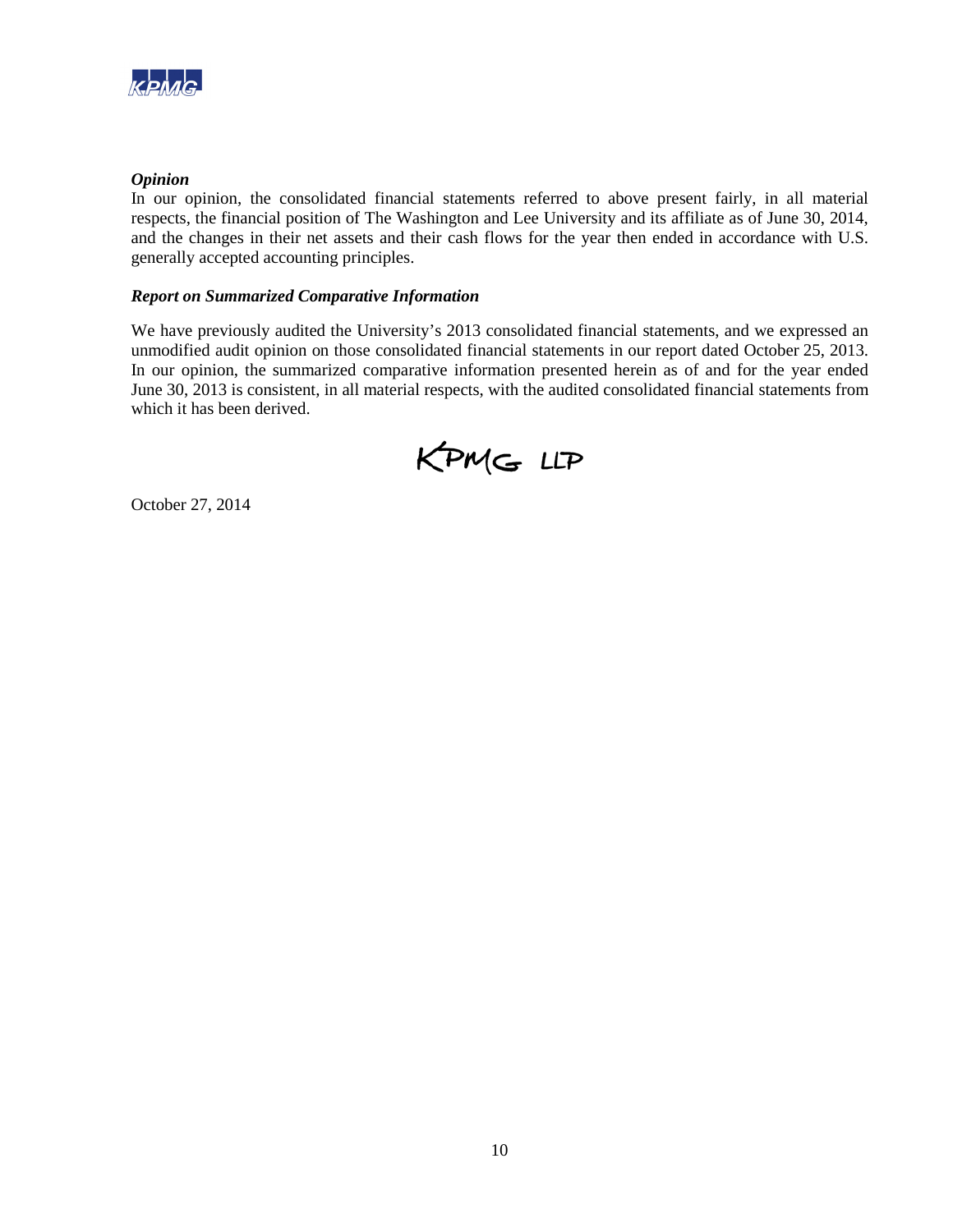***Opinion***

In our opinion, the consolidated financial statements referred to above present fairly, in all material respects, the financial position of The Washington and Lee University and its affiliate as of June 30, 2014, and the changes in their net assets and their cash flows for the year then ended in accordance with U.S. generally accepted accounting principles.

***Report on Summarized Comparative Information***

We have previously audited the University's 2013 consolidated financial statements, and we expressed an unmodified audit opinion on those consolidated financial statements in our report dated October 25, 2013. In our opinion, the summarized comparative information presented herein as of and for the year ended June 30, 2013 is consistent, in all material respects, with the audited consolidated financial statements from which it has been derived.

KPMG LLP

October 27, 2014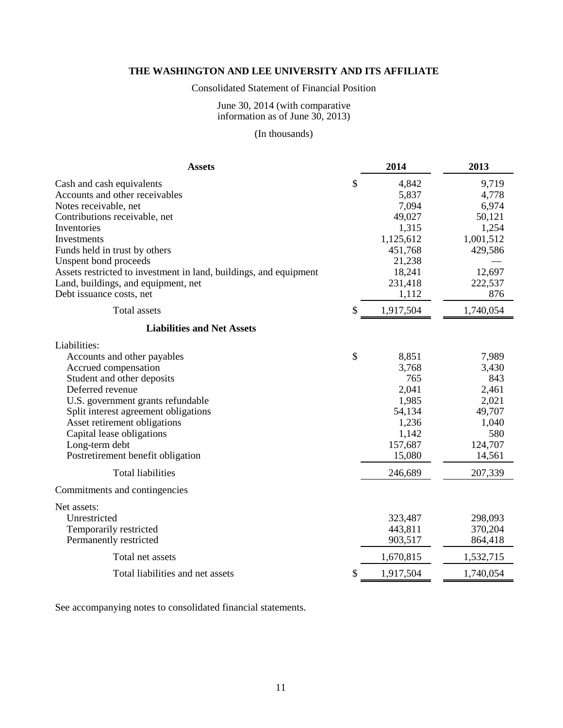# THE WASHINGTON AND LEE UNIVERSITY AND ITS AFFILIATE

Consolidated Statement of Financial Position

June 30, 2014 (with comparative information as of June 30, 2013)

(In thousands)

| Assets | 2014 | 2013 |
|---|---|---|
| Cash and cash equivalents | $ 4,842 | 9,719 |
| Accounts and other receivables | 5,837 | 4,778 |
| Notes receivable, net | 7,094 | 6,974 |
| Contributions receivable, net | 49,027 | 50,121 |
| Inventories | 1,315 | 1,254 |
| Investments | 1,125,612 | 1,001,512 |
| Funds held in trust by others | 451,768 | 429,586 |
| Unspent bond proceeds | 21,238 | — |
| Assets restricted to investment in land, buildings, and equipment | 18,241 | 12,697 |
| Land, buildings, and equipment, net | 231,418 | 222,537 |
| Debt issuance costs, net | 1,112 | 876 |
| Total assets | $ 1,917,504 | 1,740,054 |
| **Liabilities and Net Assets** | | |
| Liabilities: | | |
| Accounts and other payables | $ 8,851 | 7,989 |
| Accrued compensation | 3,768 | 3,430 |
| Student and other deposits | 765 | 843 |
| Deferred revenue | 2,041 | 2,461 |
| U.S. government grants refundable | 1,985 | 2,021 |
| Split interest agreement obligations | 54,134 | 49,707 |
| Asset retirement obligations | 1,236 | 1,040 |
| Capital lease obligations | 1,142 | 580 |
| Long-term debt | 157,687 | 124,707 |
| Postretirement benefit obligation | 15,080 | 14,561 |
| Total liabilities | 246,689 | 207,339 |
| Commitments and contingencies | | |
| Net assets: | | |
| Unrestricted | 323,487 | 298,093 |
| Temporarily restricted | 443,811 | 370,204 |
| Permanently restricted | 903,517 | 864,418 |
| Total net assets | 1,670,815 | 1,532,715 |
| Total liabilities and net assets | $ 1,917,504 | 1,740,054 |

See accompanying notes to consolidated financial statements.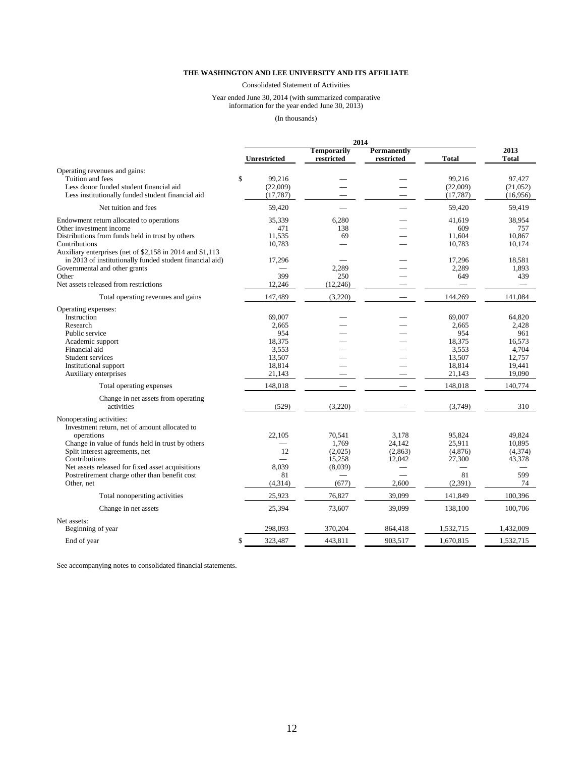**THE WASHINGTON AND LEE UNIVERSITY AND ITS AFFILIATE**

Consolidated Statement of Activities

Year ended June 30, 2014 (with summarized comparative information for the year ended June 30, 2013)

(In thousands)

| | 2014 | | | | 2013 |
|---|---|---|---|---|---|
| | Unrestricted | Temporarily restricted | Permanently restricted | Total | 2013 Total |
| Operating revenues and gains: | | | | | |
| Tuition and fees | $ 99,216 | — | — | 99,216 | 97,427 |
| Less donor funded student financial aid | (22,009) | — | — | (22,009) | (21,052) |
| Less institutionally funded student financial aid | (17,787) | — | — | (17,787) | (16,956) |
| Net tuition and fees | 59,420 | — | — | 59,420 | 59,419 |
| Endowment return allocated to operations | 35,339 | 6,280 | — | 41,619 | 38,954 |
| Other investment income | 471 | 138 | — | 609 | 757 |
| Distributions from funds held in trust by others | 11,535 | 69 | — | 11,604 | 10,867 |
| Contributions | 10,783 | — | — | 10,783 | 10,174 |
| Auxiliary enterprises (net of $2,158 in 2014 and $1,113 in 2013 of institutionally funded student financial aid) | 17,296 | — | — | 17,296 | 18,581 |
| Governmental and other grants | — | 2,289 | — | 2,289 | 1,893 |
| Other | 399 | 250 | — | 649 | 439 |
| Net assets released from restrictions | 12,246 | (12,246) | — | — | — |
| Total operating revenues and gains | 147,489 | (3,220) | — | 144,269 | 141,084 |
| Operating expenses: | | | | | |
| Instruction | 69,007 | — | — | 69,007 | 64,820 |
| Research | 2,665 | — | — | 2,665 | 2,428 |
| Public service | 954 | — | — | 954 | 961 |
| Academic support | 18,375 | — | — | 18,375 | 16,573 |
| Financial aid | 3,553 | — | — | 3,553 | 4,704 |
| Student services | 13,507 | — | — | 13,507 | 12,757 |
| Institutional support | 18,814 | — | — | 18,814 | 19,441 |
| Auxiliary enterprises | 21,143 | — | — | 21,143 | 19,090 |
| Total operating expenses | 148,018 | — | — | 148,018 | 140,774 |
| Change in net assets from operating activities | (529) | (3,220) | — | (3,749) | 310 |
| Nonoperating activities: | | | | | |
| Investment return, net of amount allocated to operations | 22,105 | 70,541 | 3,178 | 95,824 | 49,824 |
| Change in value of funds held in trust by others | — | 1,769 | 24,142 | 25,911 | 10,895 |
| Split interest agreements, net | 12 | (2,025) | (2,863) | (4,876) | (4,374) |
| Contributions | — | 15,258 | 12,042 | 27,300 | 43,378 |
| Net assets released for fixed asset acquisitions | 8,039 | (8,039) | — | — | — |
| Postretirement charge other than benefit cost | 81 | — | — | 81 | 599 |
| Other, net | (4,314) | (677) | 2,600 | (2,391) | 74 |
| Total nonoperating activities | 25,923 | 76,827 | 39,099 | 141,849 | 100,396 |
| Change in net assets | 25,394 | 73,607 | 39,099 | 138,100 | 100,706 |
| Net assets: | | | | | |
| Beginning of year | 298,093 | 370,204 | 864,418 | 1,532,715 | 1,432,009 |
| End of year | $ 323,487 | 443,811 | 903,517 | 1,670,815 | 1,532,715 |

See accompanying notes to consolidated financial statements.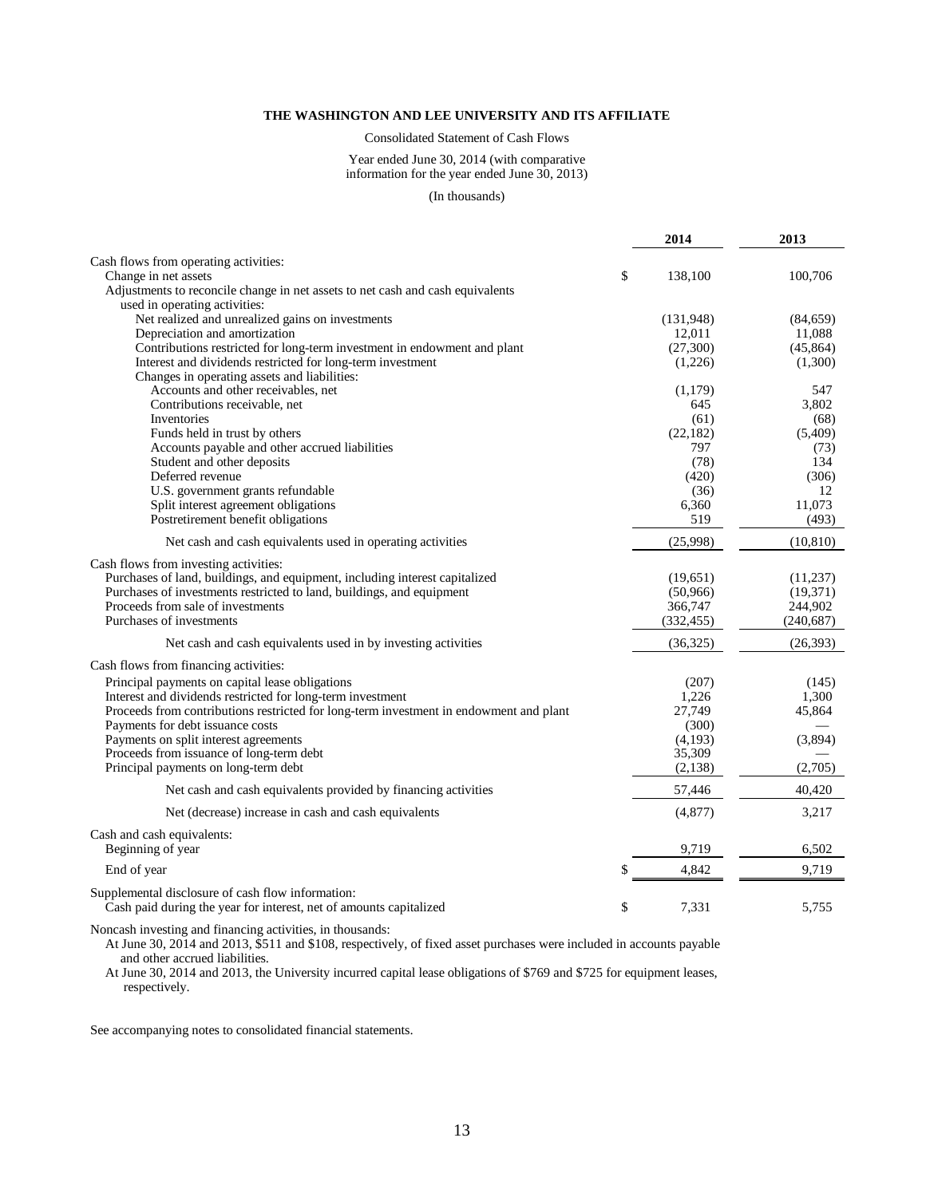**THE WASHINGTON AND LEE UNIVERSITY AND ITS AFFILIATE**

Consolidated Statement of Cash Flows

Year ended June 30, 2014 (with comparative information for the year ended June 30, 2013)

(In thousands)

| | | 2014 | 2013 |
|---|---|---|---|
| Cash flows from operating activities: | | | |
| Change in net assets | $ | 138,100 | 100,706 |
| Adjustments to reconcile change in net assets to net cash and cash equivalents used in operating activities: | | | |
| Net realized and unrealized gains on investments | | (131,948) | (84,659) |
| Depreciation and amortization | | 12,011 | 11,088 |
| Contributions restricted for long-term investment in endowment and plant | | (27,300) | (45,864) |
| Interest and dividends restricted for long-term investment | | (1,226) | (1,300) |
| Changes in operating assets and liabilities: | | | |
| Accounts and other receivables, net | | (1,179) | 547 |
| Contributions receivable, net | | 645 | 3,802 |
| Inventories | | (61) | (68) |
| Funds held in trust by others | | (22,182) | (5,409) |
| Accounts payable and other accrued liabilities | | 797 | (73) |
| Student and other deposits | | (78) | 134 |
| Deferred revenue | | (420) | (306) |
| U.S. government grants refundable | | (36) | 12 |
| Split interest agreement obligations | | 6,360 | 11,073 |
| Postretirement benefit obligations | | 519 | (493) |
| Net cash and cash equivalents used in operating activities | | (25,998) | (10,810) |
| Cash flows from investing activities: | | | |
| Purchases of land, buildings, and equipment, including interest capitalized | | (19,651) | (11,237) |
| Purchases of investments restricted to land, buildings, and equipment | | (50,966) | (19,371) |
| Proceeds from sale of investments | | 366,747 | 244,902 |
| Purchases of investments | | (332,455) | (240,687) |
| Net cash and cash equivalents used in by investing activities | | (36,325) | (26,393) |
| Cash flows from financing activities: | | | |
| Principal payments on capital lease obligations | | (207) | (145) |
| Interest and dividends restricted for long-term investment | | 1,226 | 1,300 |
| Proceeds from contributions restricted for long-term investment in endowment and plant | | 27,749 | 45,864 |
| Payments for debt issuance costs | | (300) | — |
| Payments on split interest agreements | | (4,193) | (3,894) |
| Proceeds from issuance of long-term debt | | 35,309 | — |
| Principal payments on long-term debt | | (2,138) | (2,705) |
| Net cash and cash equivalents provided by financing activities | | 57,446 | 40,420 |
| Net (decrease) increase in cash and cash equivalents | | (4,877) | 3,217 |
| Cash and cash equivalents: | | | |
| Beginning of year | | 9,719 | 6,502 |
| End of year | $ | 4,842 | 9,719 |
| Supplemental disclosure of cash flow information: | | | |
| Cash paid during the year for interest, net of amounts capitalized | $ | 7,331 | 5,755 |

Noncash investing and financing activities, in thousands:

At June 30, 2014 and 2013, $511 and $108, respectively, of fixed asset purchases were included in accounts payable and other accrued liabilities.

At June 30, 2014 and 2013, the University incurred capital lease obligations of $769 and $725 for equipment leases, respectively.

See accompanying notes to consolidated financial statements.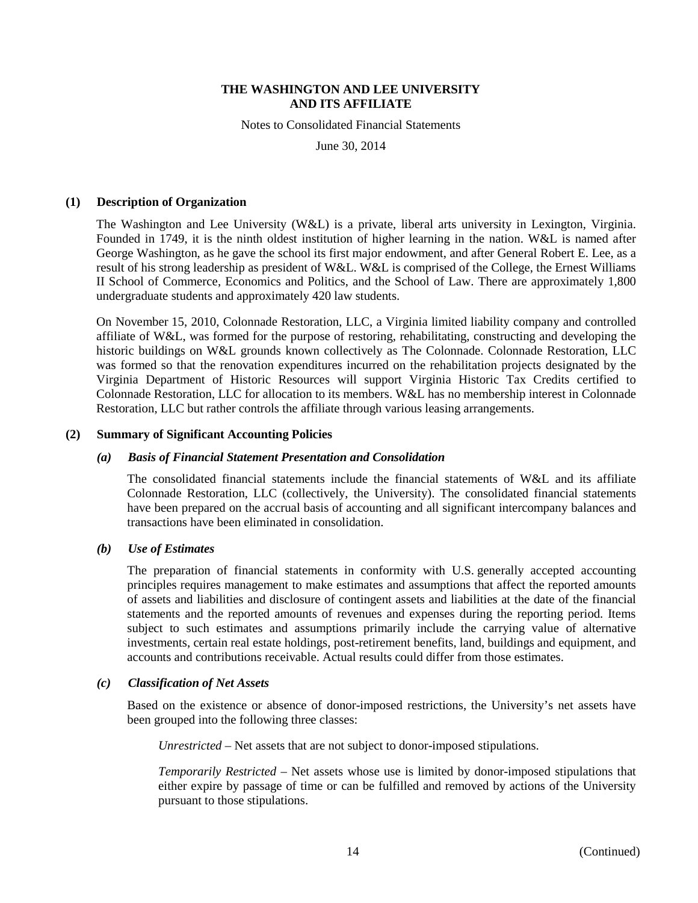# THE WASHINGTON AND LEE UNIVERSITY AND ITS AFFILIATE

Notes to Consolidated Financial Statements

June 30, 2014

## (1) Description of Organization

The Washington and Lee University (W&L) is a private, liberal arts university in Lexington, Virginia. Founded in 1749, it is the ninth oldest institution of higher learning in the nation. W&L is named after George Washington, as he gave the school its first major endowment, and after General Robert E. Lee, as a result of his strong leadership as president of W&L. W&L is comprised of the College, the Ernest Williams II School of Commerce, Economics and Politics, and the School of Law. There are approximately 1,800 undergraduate students and approximately 420 law students.

On November 15, 2010, Colonnade Restoration, LLC, a Virginia limited liability company and controlled affiliate of W&L, was formed for the purpose of restoring, rehabilitating, constructing and developing the historic buildings on W&L grounds known collectively as The Colonnade. Colonnade Restoration, LLC was formed so that the renovation expenditures incurred on the rehabilitation projects designated by the Virginia Department of Historic Resources will support Virginia Historic Tax Credits certified to Colonnade Restoration, LLC for allocation to its members. W&L has no membership interest in Colonnade Restoration, LLC but rather controls the affiliate through various leasing arrangements.

## (2) Summary of Significant Accounting Policies

### *(a) Basis of Financial Statement Presentation and Consolidation*

The consolidated financial statements include the financial statements of W&L and its affiliate Colonnade Restoration, LLC (collectively, the University). The consolidated financial statements have been prepared on the accrual basis of accounting and all significant intercompany balances and transactions have been eliminated in consolidation.

### *(b) Use of Estimates*

The preparation of financial statements in conformity with U.S. generally accepted accounting principles requires management to make estimates and assumptions that affect the reported amounts of assets and liabilities and disclosure of contingent assets and liabilities at the date of the financial statements and the reported amounts of revenues and expenses during the reporting period. Items subject to such estimates and assumptions primarily include the carrying value of alternative investments, certain real estate holdings, post-retirement benefits, land, buildings and equipment, and accounts and contributions receivable. Actual results could differ from those estimates.

### *(c) Classification of Net Assets*

Based on the existence or absence of donor-imposed restrictions, the University's net assets have been grouped into the following three classes:

*Unrestricted* – Net assets that are not subject to donor-imposed stipulations.

*Temporarily Restricted* – Net assets whose use is limited by donor-imposed stipulations that either expire by passage of time or can be fulfilled and removed by actions of the University pursuant to those stipulations.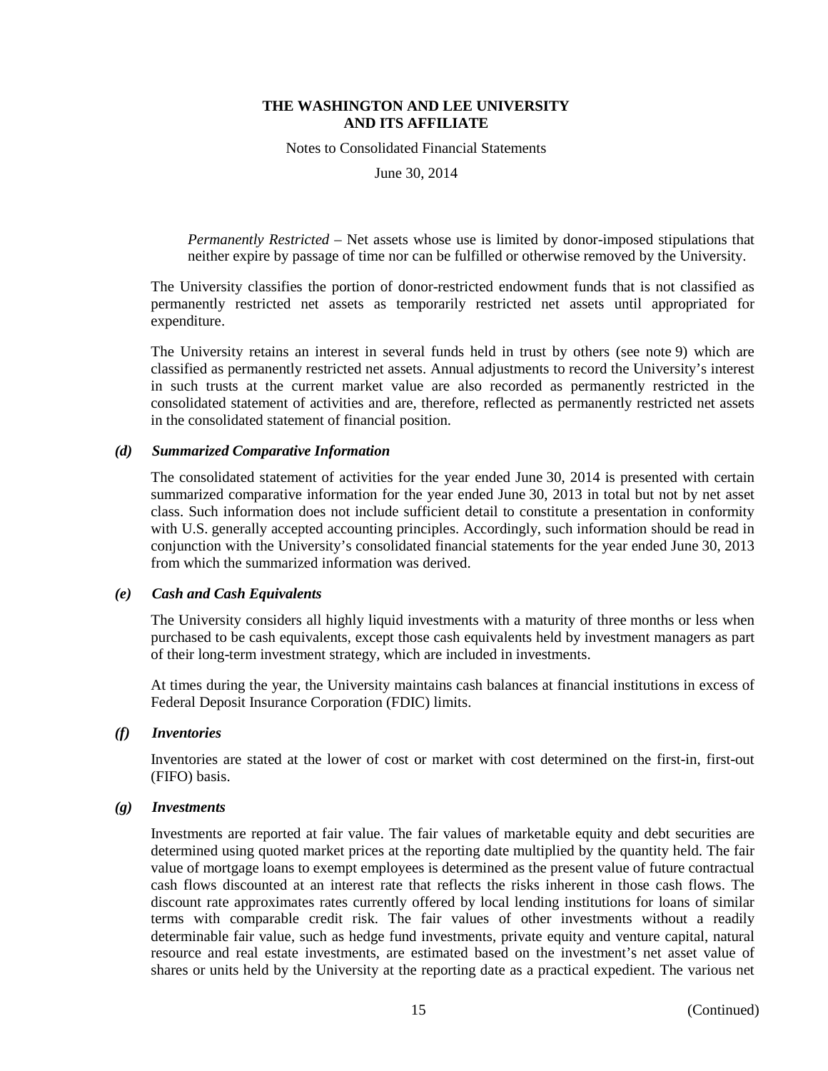*Permanently Restricted* – Net assets whose use is limited by donor-imposed stipulations that neither expire by passage of time nor can be fulfilled or otherwise removed by the University.

The University classifies the portion of donor-restricted endowment funds that is not classified as permanently restricted net assets as temporarily restricted net assets until appropriated for expenditure.

The University retains an interest in several funds held in trust by others (see note 9) which are classified as permanently restricted net assets. Annual adjustments to record the University's interest in such trusts at the current market value are also recorded as permanently restricted in the consolidated statement of activities and are, therefore, reflected as permanently restricted net assets in the consolidated statement of financial position.

### *(d) Summarized Comparative Information*

The consolidated statement of activities for the year ended June 30, 2014 is presented with certain summarized comparative information for the year ended June 30, 2013 in total but not by net asset class. Such information does not include sufficient detail to constitute a presentation in conformity with U.S. generally accepted accounting principles. Accordingly, such information should be read in conjunction with the University's consolidated financial statements for the year ended June 30, 2013 from which the summarized information was derived.

### *(e) Cash and Cash Equivalents*

The University considers all highly liquid investments with a maturity of three months or less when purchased to be cash equivalents, except those cash equivalents held by investment managers as part of their long-term investment strategy, which are included in investments.

At times during the year, the University maintains cash balances at financial institutions in excess of Federal Deposit Insurance Corporation (FDIC) limits.

### *(f) Inventories*

Inventories are stated at the lower of cost or market with cost determined on the first-in, first-out (FIFO) basis.

### *(g) Investments*

Investments are reported at fair value. The fair values of marketable equity and debt securities are determined using quoted market prices at the reporting date multiplied by the quantity held. The fair value of mortgage loans to exempt employees is determined as the present value of future contractual cash flows discounted at an interest rate that reflects the risks inherent in those cash flows. The discount rate approximates rates currently offered by local lending institutions for loans of similar terms with comparable credit risk. The fair values of other investments without a readily determinable fair value, such as hedge fund investments, private equity and venture capital, natural resource and real estate investments, are estimated based on the investment's net asset value of shares or units held by the University at the reporting date as a practical expedient. The various net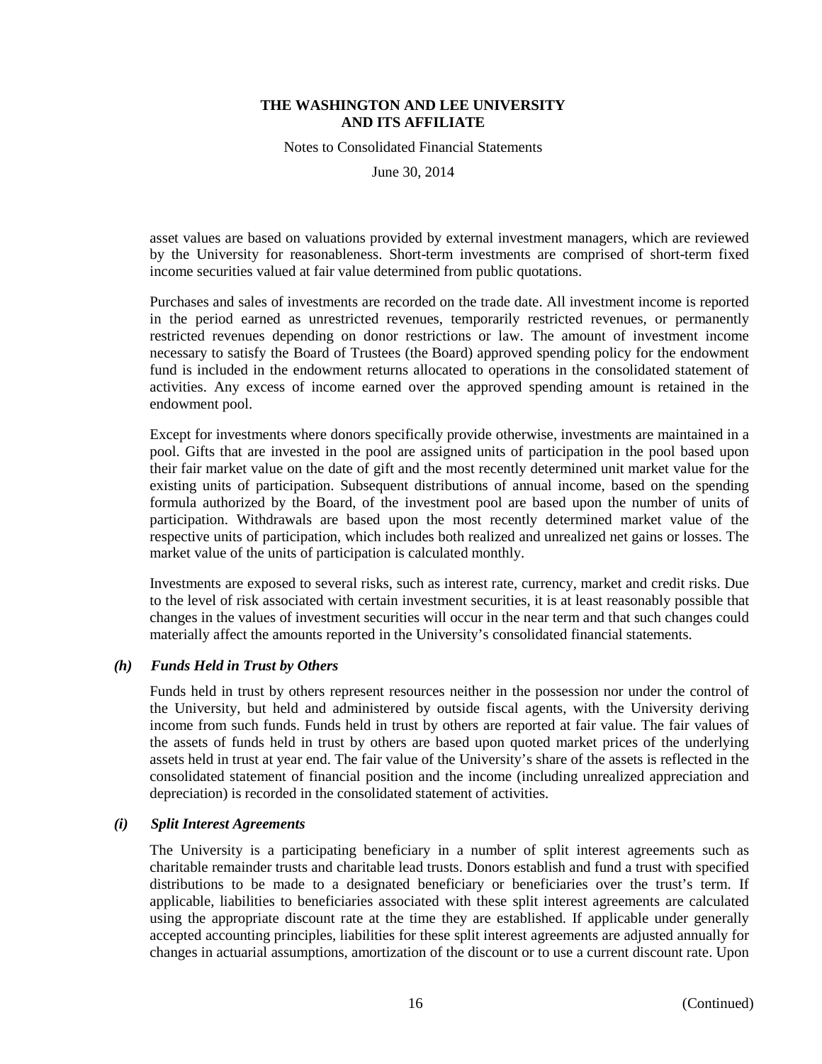asset values are based on valuations provided by external investment managers, which are reviewed by the University for reasonableness. Short-term investments are comprised of short-term fixed income securities valued at fair value determined from public quotations.

Purchases and sales of investments are recorded on the trade date. All investment income is reported in the period earned as unrestricted revenues, temporarily restricted revenues, or permanently restricted revenues depending on donor restrictions or law. The amount of investment income necessary to satisfy the Board of Trustees (the Board) approved spending policy for the endowment fund is included in the endowment returns allocated to operations in the consolidated statement of activities. Any excess of income earned over the approved spending amount is retained in the endowment pool.

Except for investments where donors specifically provide otherwise, investments are maintained in a pool. Gifts that are invested in the pool are assigned units of participation in the pool based upon their fair market value on the date of gift and the most recently determined unit market value for the existing units of participation. Subsequent distributions of annual income, based on the spending formula authorized by the Board, of the investment pool are based upon the number of units of participation. Withdrawals are based upon the most recently determined market value of the respective units of participation, which includes both realized and unrealized net gains or losses. The market value of the units of participation is calculated monthly.

Investments are exposed to several risks, such as interest rate, currency, market and credit risks. Due to the level of risk associated with certain investment securities, it is at least reasonably possible that changes in the values of investment securities will occur in the near term and that such changes could materially affect the amounts reported in the University's consolidated financial statements.

### *(h) Funds Held in Trust by Others*

Funds held in trust by others represent resources neither in the possession nor under the control of the University, but held and administered by outside fiscal agents, with the University deriving income from such funds. Funds held in trust by others are reported at fair value. The fair values of the assets of funds held in trust by others are based upon quoted market prices of the underlying assets held in trust at year end. The fair value of the University's share of the assets is reflected in the consolidated statement of financial position and the income (including unrealized appreciation and depreciation) is recorded in the consolidated statement of activities.

### *(i) Split Interest Agreements*

The University is a participating beneficiary in a number of split interest agreements such as charitable remainder trusts and charitable lead trusts. Donors establish and fund a trust with specified distributions to be made to a designated beneficiary or beneficiaries over the trust's term. If applicable, liabilities to beneficiaries associated with these split interest agreements are calculated using the appropriate discount rate at the time they are established. If applicable under generally accepted accounting principles, liabilities for these split interest agreements are adjusted annually for changes in actuarial assumptions, amortization of the discount or to use a current discount rate. Upon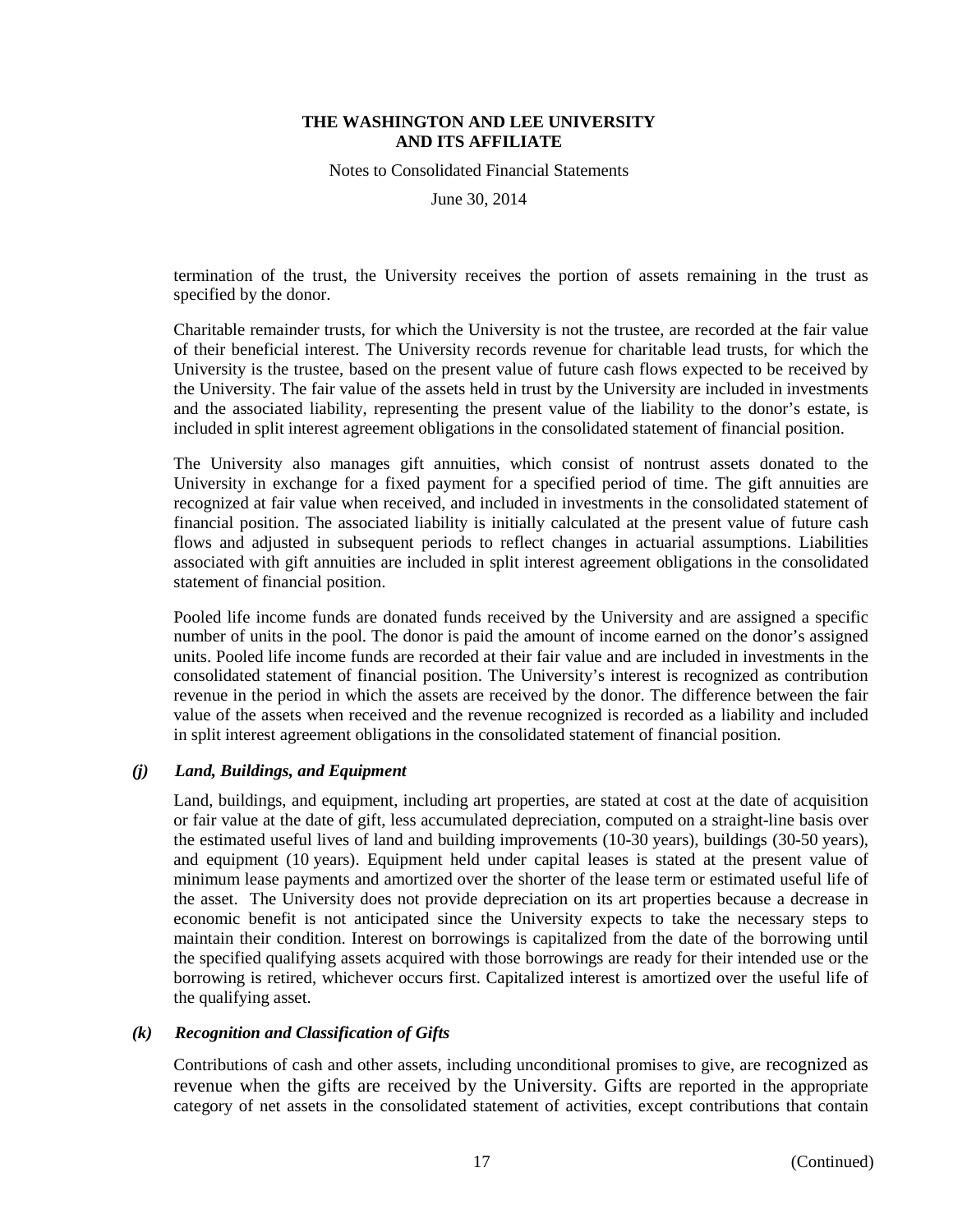termination of the trust, the University receives the portion of assets remaining in the trust as specified by the donor.

Charitable remainder trusts, for which the University is not the trustee, are recorded at the fair value of their beneficial interest. The University records revenue for charitable lead trusts, for which the University is the trustee, based on the present value of future cash flows expected to be received by the University. The fair value of the assets held in trust by the University are included in investments and the associated liability, representing the present value of the liability to the donor's estate, is included in split interest agreement obligations in the consolidated statement of financial position.

The University also manages gift annuities, which consist of nontrust assets donated to the University in exchange for a fixed payment for a specified period of time. The gift annuities are recognized at fair value when received, and included in investments in the consolidated statement of financial position. The associated liability is initially calculated at the present value of future cash flows and adjusted in subsequent periods to reflect changes in actuarial assumptions. Liabilities associated with gift annuities are included in split interest agreement obligations in the consolidated statement of financial position.

Pooled life income funds are donated funds received by the University and are assigned a specific number of units in the pool. The donor is paid the amount of income earned on the donor's assigned units. Pooled life income funds are recorded at their fair value and are included in investments in the consolidated statement of financial position. The University's interest is recognized as contribution revenue in the period in which the assets are received by the donor. The difference between the fair value of the assets when received and the revenue recognized is recorded as a liability and included in split interest agreement obligations in the consolidated statement of financial position.

### *(j) Land, Buildings, and Equipment*

Land, buildings, and equipment, including art properties, are stated at cost at the date of acquisition or fair value at the date of gift, less accumulated depreciation, computed on a straight-line basis over the estimated useful lives of land and building improvements (10-30 years), buildings (30-50 years), and equipment (10 years). Equipment held under capital leases is stated at the present value of minimum lease payments and amortized over the shorter of the lease term or estimated useful life of the asset. The University does not provide depreciation on its art properties because a decrease in economic benefit is not anticipated since the University expects to take the necessary steps to maintain their condition. Interest on borrowings is capitalized from the date of the borrowing until the specified qualifying assets acquired with those borrowings are ready for their intended use or the borrowing is retired, whichever occurs first. Capitalized interest is amortized over the useful life of the qualifying asset.

### *(k) Recognition and Classification of Gifts*

Contributions of cash and other assets, including unconditional promises to give, are recognized as revenue when the gifts are received by the University. Gifts are reported in the appropriate category of net assets in the consolidated statement of activities, except contributions that contain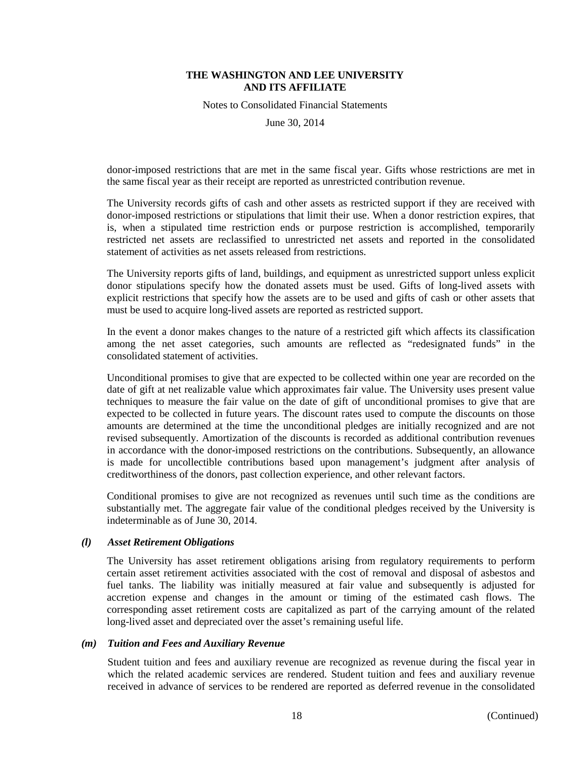donor-imposed restrictions that are met in the same fiscal year. Gifts whose restrictions are met in the same fiscal year as their receipt are reported as unrestricted contribution revenue.

The University records gifts of cash and other assets as restricted support if they are received with donor-imposed restrictions or stipulations that limit their use. When a donor restriction expires, that is, when a stipulated time restriction ends or purpose restriction is accomplished, temporarily restricted net assets are reclassified to unrestricted net assets and reported in the consolidated statement of activities as net assets released from restrictions.

The University reports gifts of land, buildings, and equipment as unrestricted support unless explicit donor stipulations specify how the donated assets must be used. Gifts of long-lived assets with explicit restrictions that specify how the assets are to be used and gifts of cash or other assets that must be used to acquire long-lived assets are reported as restricted support.

In the event a donor makes changes to the nature of a restricted gift which affects its classification among the net asset categories, such amounts are reflected as "redesignated funds" in the consolidated statement of activities.

Unconditional promises to give that are expected to be collected within one year are recorded on the date of gift at net realizable value which approximates fair value. The University uses present value techniques to measure the fair value on the date of gift of unconditional promises to give that are expected to be collected in future years. The discount rates used to compute the discounts on those amounts are determined at the time the unconditional pledges are initially recognized and are not revised subsequently. Amortization of the discounts is recorded as additional contribution revenues in accordance with the donor-imposed restrictions on the contributions. Subsequently, an allowance is made for uncollectible contributions based upon management's judgment after analysis of creditworthiness of the donors, past collection experience, and other relevant factors.

Conditional promises to give are not recognized as revenues until such time as the conditions are substantially met. The aggregate fair value of the conditional pledges received by the University is indeterminable as of June 30, 2014.

### *(l) Asset Retirement Obligations*

The University has asset retirement obligations arising from regulatory requirements to perform certain asset retirement activities associated with the cost of removal and disposal of asbestos and fuel tanks. The liability was initially measured at fair value and subsequently is adjusted for accretion expense and changes in the amount or timing of the estimated cash flows. The corresponding asset retirement costs are capitalized as part of the carrying amount of the related long-lived asset and depreciated over the asset's remaining useful life.

### *(m) Tuition and Fees and Auxiliary Revenue*

Student tuition and fees and auxiliary revenue are recognized as revenue during the fiscal year in which the related academic services are rendered. Student tuition and fees and auxiliary revenue received in advance of services to be rendered are reported as deferred revenue in the consolidated

(Continued)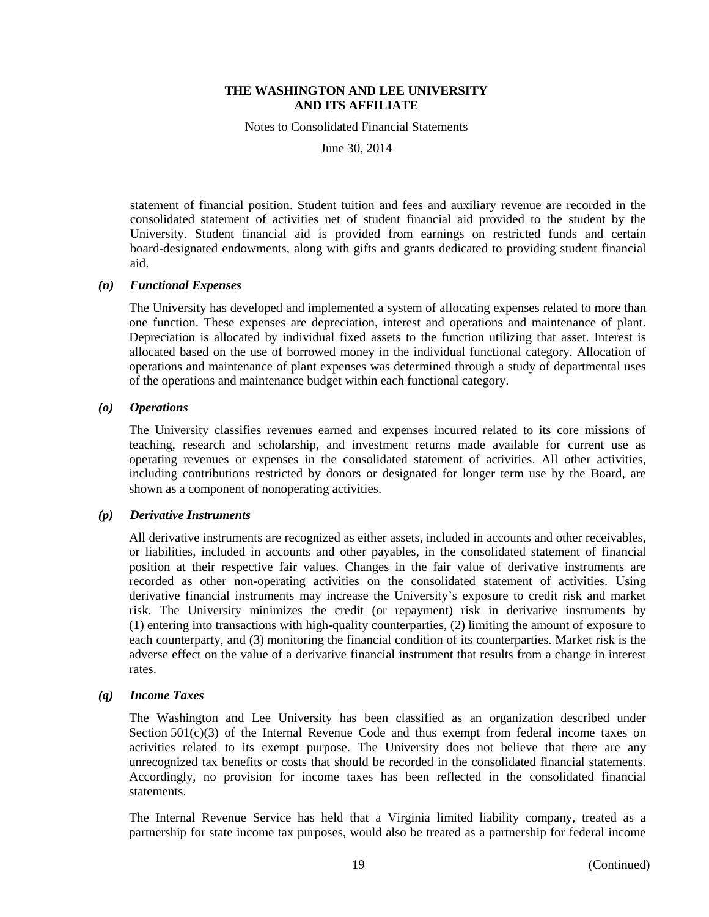statement of financial position. Student tuition and fees and auxiliary revenue are recorded in the consolidated statement of activities net of student financial aid provided to the student by the University. Student financial aid is provided from earnings on restricted funds and certain board-designated endowments, along with gifts and grants dedicated to providing student financial aid.

### *(n) Functional Expenses*

The University has developed and implemented a system of allocating expenses related to more than one function. These expenses are depreciation, interest and operations and maintenance of plant. Depreciation is allocated by individual fixed assets to the function utilizing that asset. Interest is allocated based on the use of borrowed money in the individual functional category. Allocation of operations and maintenance of plant expenses was determined through a study of departmental uses of the operations and maintenance budget within each functional category.

### *(o) Operations*

The University classifies revenues earned and expenses incurred related to its core missions of teaching, research and scholarship, and investment returns made available for current use as operating revenues or expenses in the consolidated statement of activities. All other activities, including contributions restricted by donors or designated for longer term use by the Board, are shown as a component of nonoperating activities.

### *(p) Derivative Instruments*

All derivative instruments are recognized as either assets, included in accounts and other receivables, or liabilities, included in accounts and other payables, in the consolidated statement of financial position at their respective fair values. Changes in the fair value of derivative instruments are recorded as other non-operating activities on the consolidated statement of activities. Using derivative financial instruments may increase the University's exposure to credit risk and market risk. The University minimizes the credit (or repayment) risk in derivative instruments by (1) entering into transactions with high-quality counterparties, (2) limiting the amount of exposure to each counterparty, and (3) monitoring the financial condition of its counterparties. Market risk is the adverse effect on the value of a derivative financial instrument that results from a change in interest rates.

### *(q) Income Taxes*

The Washington and Lee University has been classified as an organization described under Section 501(c)(3) of the Internal Revenue Code and thus exempt from federal income taxes on activities related to its exempt purpose. The University does not believe that there are any unrecognized tax benefits or costs that should be recorded in the consolidated financial statements. Accordingly, no provision for income taxes has been reflected in the consolidated financial statements.

The Internal Revenue Service has held that a Virginia limited liability company, treated as a partnership for state income tax purposes, would also be treated as a partnership for federal income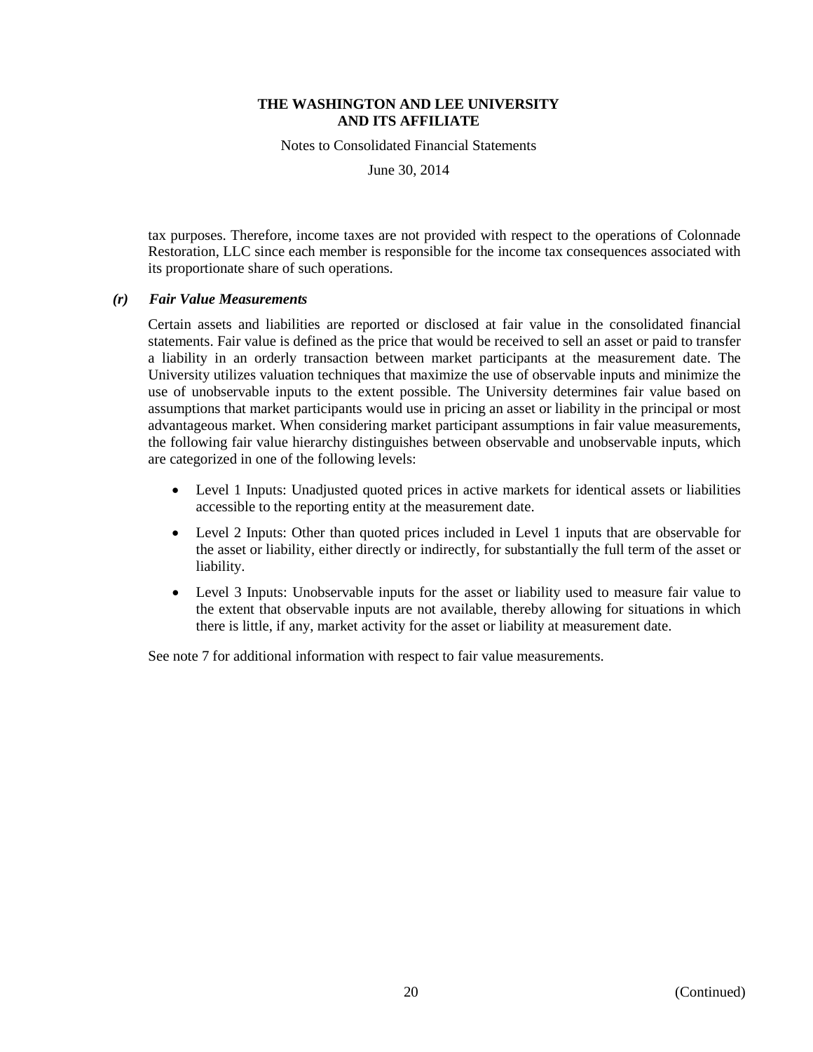tax purposes. Therefore, income taxes are not provided with respect to the operations of Colonnade Restoration, LLC since each member is responsible for the income tax consequences associated with its proportionate share of such operations.

### *(r) Fair Value Measurements*

Certain assets and liabilities are reported or disclosed at fair value in the consolidated financial statements. Fair value is defined as the price that would be received to sell an asset or paid to transfer a liability in an orderly transaction between market participants at the measurement date. The University utilizes valuation techniques that maximize the use of observable inputs and minimize the use of unobservable inputs to the extent possible. The University determines fair value based on assumptions that market participants would use in pricing an asset or liability in the principal or most advantageous market. When considering market participant assumptions in fair value measurements, the following fair value hierarchy distinguishes between observable and unobservable inputs, which are categorized in one of the following levels:

- Level 1 Inputs: Unadjusted quoted prices in active markets for identical assets or liabilities accessible to the reporting entity at the measurement date.
- Level 2 Inputs: Other than quoted prices included in Level 1 inputs that are observable for the asset or liability, either directly or indirectly, for substantially the full term of the asset or liability.
- Level 3 Inputs: Unobservable inputs for the asset or liability used to measure fair value to the extent that observable inputs are not available, thereby allowing for situations in which there is little, if any, market activity for the asset or liability at measurement date.

See note 7 for additional information with respect to fair value measurements.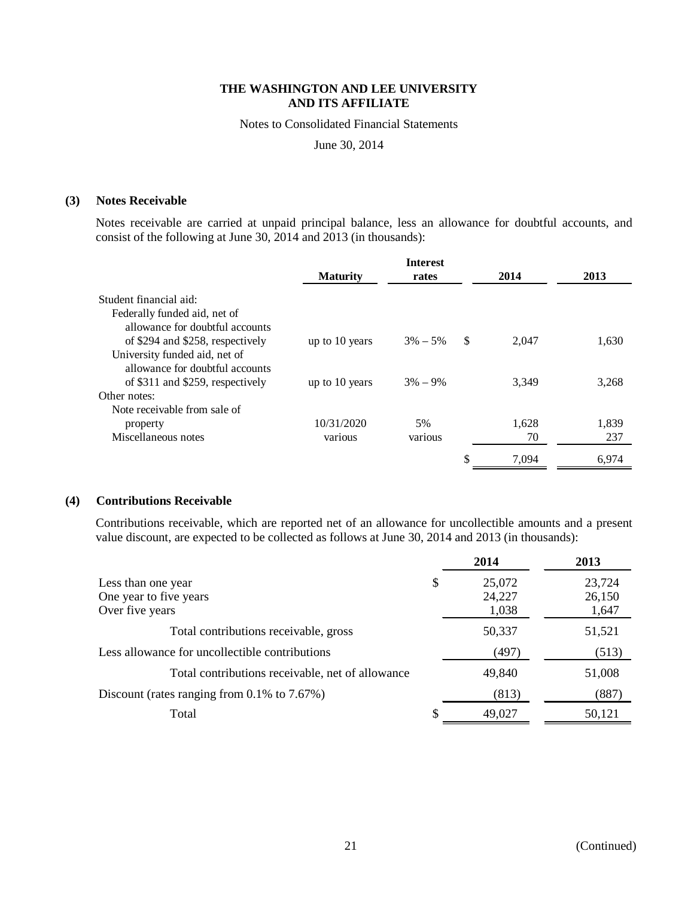# THE WASHINGTON AND LEE UNIVERSITY AND ITS AFFILIATE

Notes to Consolidated Financial Statements

June 30, 2014

## (3) Notes Receivable

Notes receivable are carried at unpaid principal balance, less an allowance for doubtful accounts, and consist of the following at June 30, 2014 and 2013 (in thousands):

| | Maturity | Interest rates | 2014 | 2013 |
|---|---|---|---|---|
| Student financial aid: | | | | |
| Federally funded aid, net of allowance for doubtful accounts of $294 and $258, respectively | up to 10 years | 3% – 5% | $ 2,047 | 1,630 |
| University funded aid, net of allowance for doubtful accounts of $311 and $259, respectively | up to 10 years | 3% – 9% | 3,349 | 3,268 |
| Other notes: | | | | |
| Note receivable from sale of property | 10/31/2020 | 5% | 1,628 | 1,839 |
| Miscellaneous notes | various | various | 70 | 237 |
| | | | $ 7,094 | 6,974 |

## (4) Contributions Receivable

Contributions receivable, which are reported net of an allowance for uncollectible amounts and a present value discount, are expected to be collected as follows at June 30, 2014 and 2013 (in thousands):

| | 2014 | 2013 |
|---|---|---|
| Less than one year | $ 25,072 | 23,724 |
| One year to five years | 24,227 | 26,150 |
| Over five years | 1,038 | 1,647 |
| Total contributions receivable, gross | 50,337 | 51,521 |
| Less allowance for uncollectible contributions | (497) | (513) |
| Total contributions receivable, net of allowance | 49,840 | 51,008 |
| Discount (rates ranging from 0.1% to 7.67%) | (813) | (887) |
| Total | $ 49,027 | 50,121 |

(Continued)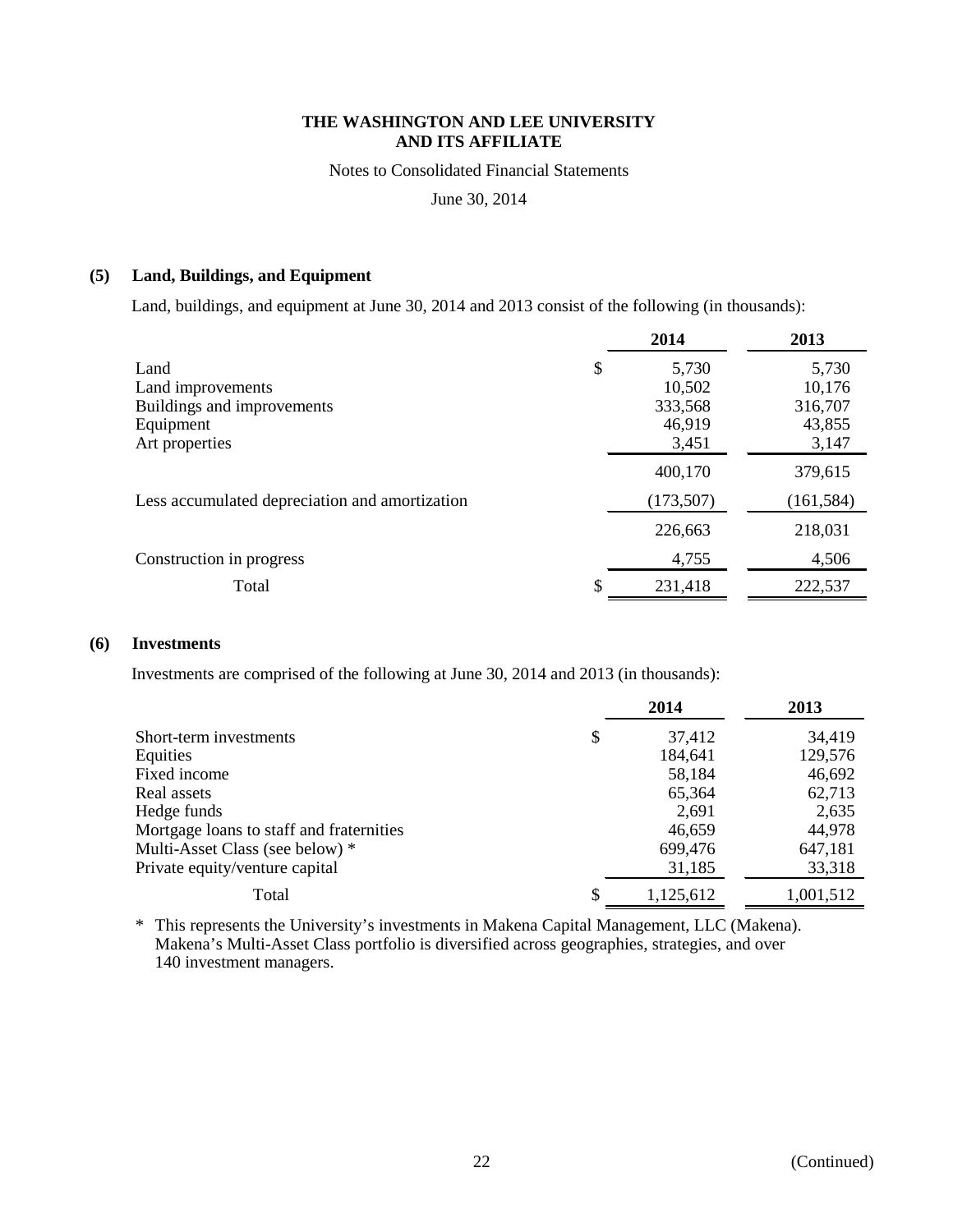**THE WASHINGTON AND LEE UNIVERSITY AND ITS AFFILIATE**

Notes to Consolidated Financial Statements

June 30, 2014

## (5) Land, Buildings, and Equipment

Land, buildings, and equipment at June 30, 2014 and 2013 consist of the following (in thousands):

| | 2014 | 2013 |
|---|---|---|
| Land | $ 5,730 | 5,730 |
| Land improvements | 10,502 | 10,176 |
| Buildings and improvements | 333,568 | 316,707 |
| Equipment | 46,919 | 43,855 |
| Art properties | 3,451 | 3,147 |
| | 400,170 | 379,615 |
| Less accumulated depreciation and amortization | (173,507) | (161,584) |
| | 226,663 | 218,031 |
| Construction in progress | 4,755 | 4,506 |
| Total | $ 231,418 | 222,537 |

## (6) Investments

Investments are comprised of the following at June 30, 2014 and 2013 (in thousands):

| | 2014 | 2013 |
|---|---|---|
| Short-term investments | $ 37,412 | 34,419 |
| Equities | 184,641 | 129,576 |
| Fixed income | 58,184 | 46,692 |
| Real assets | 65,364 | 62,713 |
| Hedge funds | 2,691 | 2,635 |
| Mortgage loans to staff and fraternities | 46,659 | 44,978 |
| Multi-Asset Class (see below) * | 699,476 | 647,181 |
| Private equity/venture capital | 31,185 | 33,318 |
| Total | $ 1,125,612 | 1,001,512 |

\* This represents the University's investments in Makena Capital Management, LLC (Makena). Makena's Multi-Asset Class portfolio is diversified across geographies, strategies, and over 140 investment managers.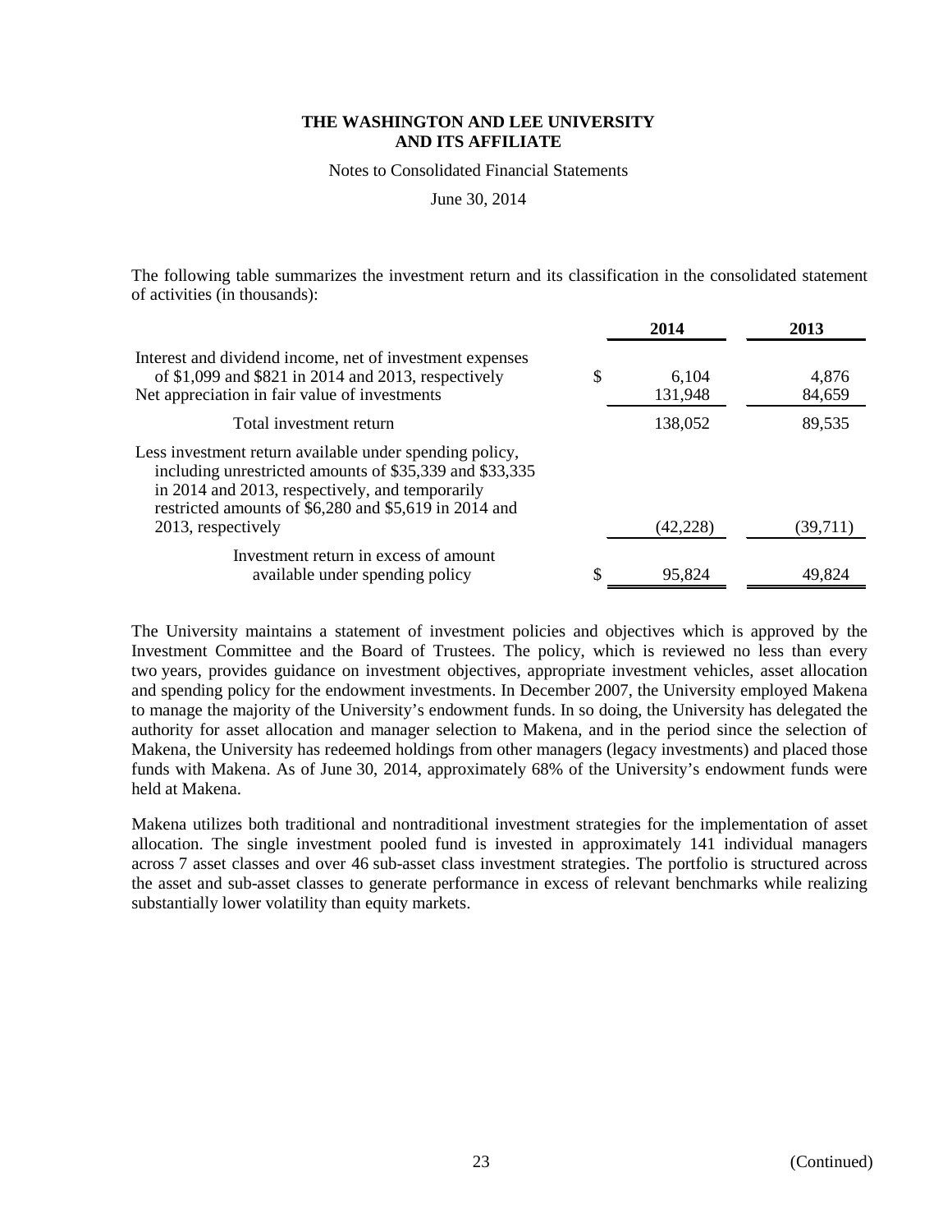The following table summarizes the investment return and its classification in the consolidated statement of activities (in thousands):

| | 2014 | 2013 |
|---|---|---|
| Interest and dividend income, net of investment expenses of $1,099 and $821 in 2014 and 2013, respectively | $ 6,104 | 4,876 |
| Net appreciation in fair value of investments | 131,948 | 84,659 |
| Total investment return | 138,052 | 89,535 |
| Less investment return available under spending policy, including unrestricted amounts of $35,339 and $33,335 in 2014 and 2013, respectively, and temporarily restricted amounts of $6,280 and $5,619 in 2014 and 2013, respectively | (42,228) | (39,711) |
| Investment return in excess of amount available under spending policy | $ 95,824 | 49,824 |

The University maintains a statement of investment policies and objectives which is approved by the Investment Committee and the Board of Trustees. The policy, which is reviewed no less than every two years, provides guidance on investment objectives, appropriate investment vehicles, asset allocation and spending policy for the endowment investments. In December 2007, the University employed Makena to manage the majority of the University's endowment funds. In so doing, the University has delegated the authority for asset allocation and manager selection to Makena, and in the period since the selection of Makena, the University has redeemed holdings from other managers (legacy investments) and placed those funds with Makena. As of June 30, 2014, approximately 68% of the University's endowment funds were held at Makena.

Makena utilizes both traditional and nontraditional investment strategies for the implementation of asset allocation. The single investment pooled fund is invested in approximately 141 individual managers across 7 asset classes and over 46 sub-asset class investment strategies. The portfolio is structured across the asset and sub-asset classes to generate performance in excess of relevant benchmarks while realizing substantially lower volatility than equity markets.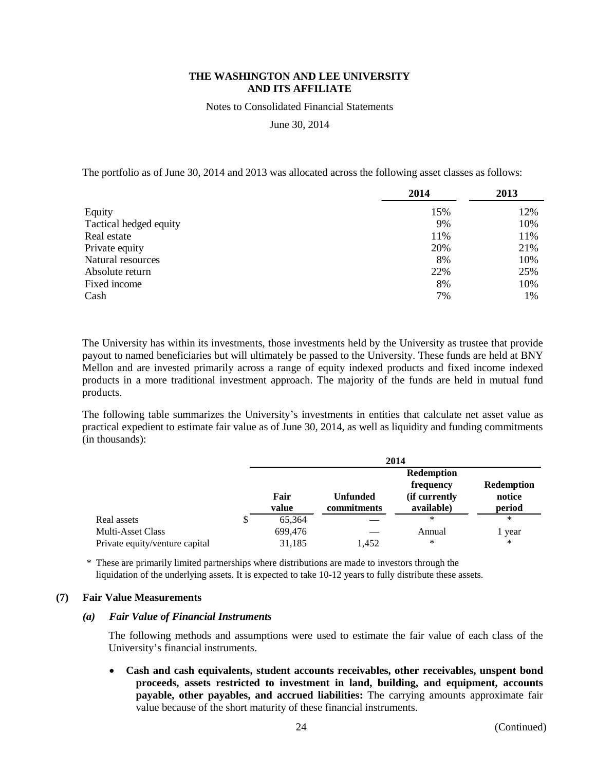The portfolio as of June 30, 2014 and 2013 was allocated across the following asset classes as follows:

| | 2014 | 2013 |
|---|---|---|
| Equity | 15% | 12% |
| Tactical hedged equity | 9% | 10% |
| Real estate | 11% | 11% |
| Private equity | 20% | 21% |
| Natural resources | 8% | 10% |
| Absolute return | 22% | 25% |
| Fixed income | 8% | 10% |
| Cash | 7% | 1% |

The University has within its investments, those investments held by the University as trustee that provide payout to named beneficiaries but will ultimately be passed to the University. These funds are held at BNY Mellon and are invested primarily across a range of equity indexed products and fixed income indexed products in a more traditional investment approach. The majority of the funds are held in mutual fund products.

The following table summarizes the University's investments in entities that calculate net asset value as practical expedient to estimate fair value as of June 30, 2014, as well as liquidity and funding commitments (in thousands):

| | 2014 | | | |
|---|---|---|---|---|
| | Fair value | Unfunded commitments | Redemption frequency (if currently available) | Redemption notice period |
| Real assets | $ 65,364 | — | * | * |
| Multi-Asset Class | 699,476 | — | Annual | 1 year |
| Private equity/venture capital | 31,185 | 1,452 | * | * |

\* These are primarily limited partnerships where distributions are made to investors through the liquidation of the underlying assets. It is expected to take 10-12 years to fully distribute these assets.

## (7) Fair Value Measurements

### *(a) Fair Value of Financial Instruments*

The following methods and assumptions were used to estimate the fair value of each class of the University's financial instruments.

- **Cash and cash equivalents, student accounts receivables, other receivables, unspent bond proceeds, assets restricted to investment in land, building, and equipment, accounts payable, other payables, and accrued liabilities:** The carrying amounts approximate fair value because of the short maturity of these financial instruments.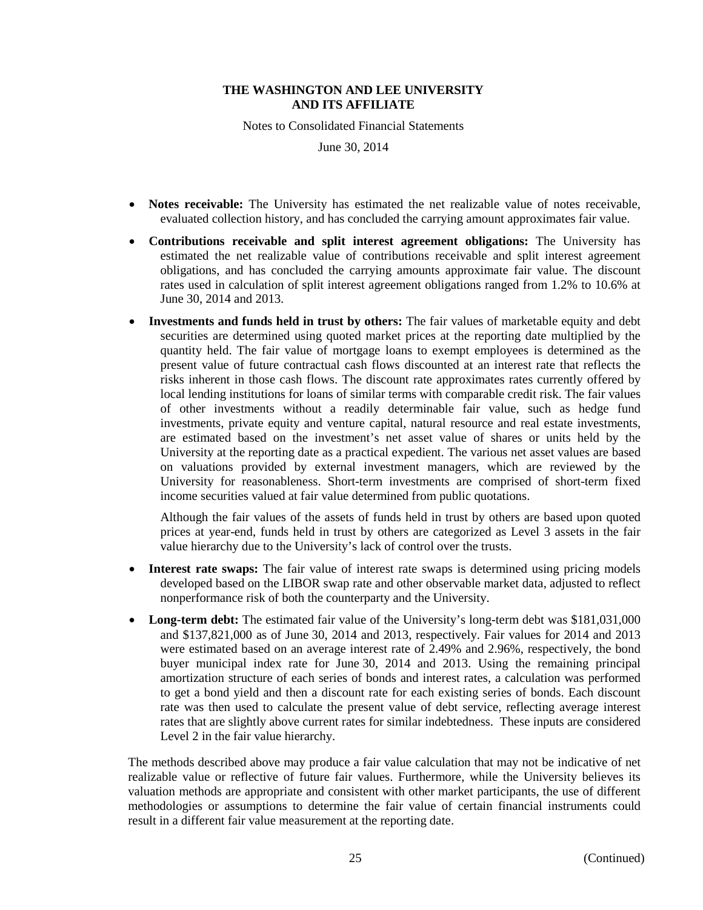- **Notes receivable:** The University has estimated the net realizable value of notes receivable, evaluated collection history, and has concluded the carrying amount approximates fair value.
- **Contributions receivable and split interest agreement obligations:** The University has estimated the net realizable value of contributions receivable and split interest agreement obligations, and has concluded the carrying amounts approximate fair value. The discount rates used in calculation of split interest agreement obligations ranged from 1.2% to 10.6% at June 30, 2014 and 2013.
- **Investments and funds held in trust by others:** The fair values of marketable equity and debt securities are determined using quoted market prices at the reporting date multiplied by the quantity held. The fair value of mortgage loans to exempt employees is determined as the present value of future contractual cash flows discounted at an interest rate that reflects the risks inherent in those cash flows. The discount rate approximates rates currently offered by local lending institutions for loans of similar terms with comparable credit risk. The fair values of other investments without a readily determinable fair value, such as hedge fund investments, private equity and venture capital, natural resource and real estate investments, are estimated based on the investment's net asset value of shares or units held by the University at the reporting date as a practical expedient. The various net asset values are based on valuations provided by external investment managers, which are reviewed by the University for reasonableness. Short-term investments are comprised of short-term fixed income securities valued at fair value determined from public quotations.

  Although the fair values of the assets of funds held in trust by others are based upon quoted prices at year-end, funds held in trust by others are categorized as Level 3 assets in the fair value hierarchy due to the University's lack of control over the trusts.
- **Interest rate swaps:** The fair value of interest rate swaps is determined using pricing models developed based on the LIBOR swap rate and other observable market data, adjusted to reflect nonperformance risk of both the counterparty and the University.
- **Long-term debt:** The estimated fair value of the University's long-term debt was $181,031,000 and $137,821,000 as of June 30, 2014 and 2013, respectively. Fair values for 2014 and 2013 were estimated based on an average interest rate of 2.49% and 2.96%, respectively, the bond buyer municipal index rate for June 30, 2014 and 2013. Using the remaining principal amortization structure of each series of bonds and interest rates, a calculation was performed to get a bond yield and then a discount rate for each existing series of bonds. Each discount rate was then used to calculate the present value of debt service, reflecting average interest rates that are slightly above current rates for similar indebtedness. These inputs are considered Level 2 in the fair value hierarchy.

The methods described above may produce a fair value calculation that may not be indicative of net realizable value or reflective of future fair values. Furthermore, while the University believes its valuation methods are appropriate and consistent with other market participants, the use of different methodologies or assumptions to determine the fair value of certain financial instruments could result in a different fair value measurement at the reporting date.

(Continued)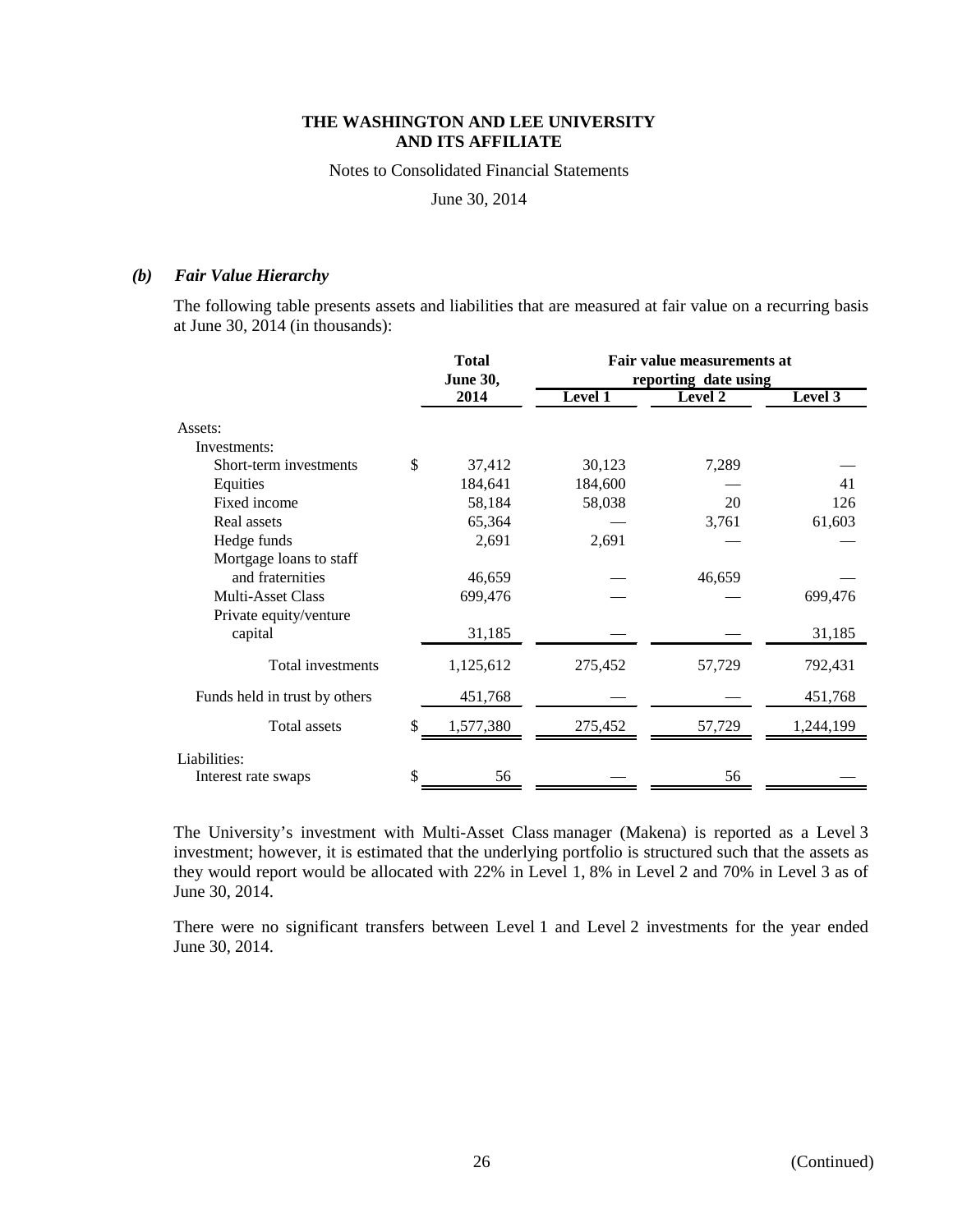### *(b) Fair Value Hierarchy*

The following table presents assets and liabilities that are measured at fair value on a recurring basis at June 30, 2014 (in thousands):

| | Total June 30, 2014 | Fair value measurements at reporting date using | | |
|---|---|---|---|---|
| | | Level 1 | Level 2 | Level 3 |
| Assets: | | | | |
| Investments: | | | | |
| Short-term investments | $ 37,412 | 30,123 | 7,289 | — |
| Equities | 184,641 | 184,600 | — | 41 |
| Fixed income | 58,184 | 58,038 | 20 | 126 |
| Real assets | 65,364 | — | 3,761 | 61,603 |
| Hedge funds | 2,691 | 2,691 | — | — |
| Mortgage loans to staff and fraternities | 46,659 | — | 46,659 | — |
| Multi-Asset Class | 699,476 | — | — | 699,476 |
| Private equity/venture capital | 31,185 | — | — | 31,185 |
| Total investments | 1,125,612 | 275,452 | 57,729 | 792,431 |
| Funds held in trust by others | 451,768 | — | — | 451,768 |
| Total assets | $ 1,577,380 | 275,452 | 57,729 | 1,244,199 |
| Liabilities: | | | | |
| Interest rate swaps | $ 56 | — | 56 | — |

The University's investment with Multi-Asset Class manager (Makena) is reported as a Level 3 investment; however, it is estimated that the underlying portfolio is structured such that the assets as they would report would be allocated with 22% in Level 1, 8% in Level 2 and 70% in Level 3 as of June 30, 2014.

There were no significant transfers between Level 1 and Level 2 investments for the year ended June 30, 2014.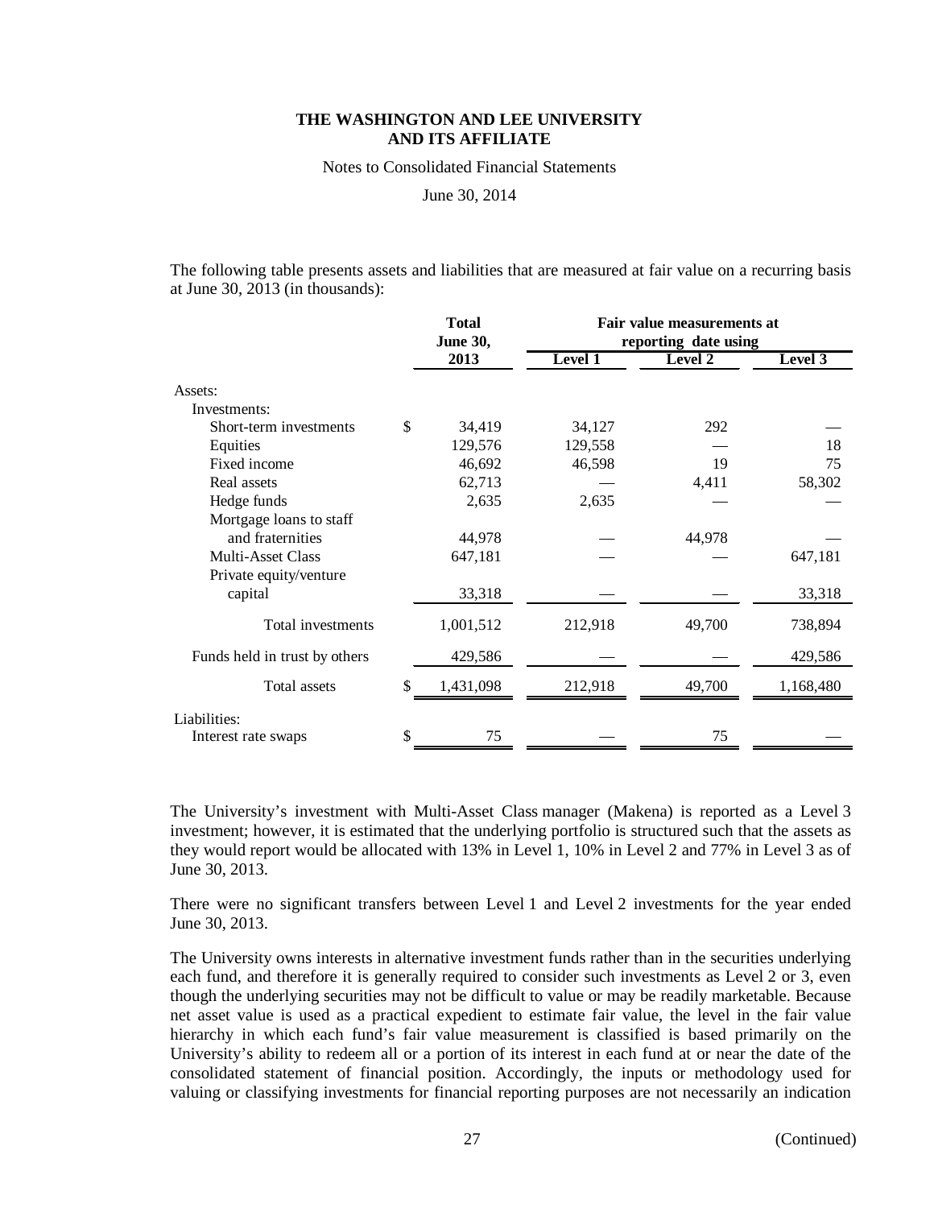The following table presents assets and liabilities that are measured at fair value on a recurring basis at June 30, 2013 (in thousands):

| | Total June 30, 2013 | Fair value measurements at reporting date using | | |
|---|---|---|---|---|
| | | Level 1 | Level 2 | Level 3 |
| Assets: | | | | |
| Investments: | | | | |
| Short-term investments | $ 34,419 | 34,127 | 292 | — |
| Equities | 129,576 | 129,558 | — | 18 |
| Fixed income | 46,692 | 46,598 | 19 | 75 |
| Real assets | 62,713 | — | 4,411 | 58,302 |
| Hedge funds | 2,635 | 2,635 | — | — |
| Mortgage loans to staff and fraternities | 44,978 | — | 44,978 | — |
| Multi-Asset Class | 647,181 | — | — | 647,181 |
| Private equity/venture capital | 33,318 | — | — | 33,318 |
| Total investments | 1,001,512 | 212,918 | 49,700 | 738,894 |
| Funds held in trust by others | 429,586 | — | — | 429,586 |
| Total assets | $ 1,431,098 | 212,918 | 49,700 | 1,168,480 |
| Liabilities: | | | | |
| Interest rate swaps | $ 75 | — | 75 | — |

The University's investment with Multi-Asset Class manager (Makena) is reported as a Level 3 investment; however, it is estimated that the underlying portfolio is structured such that the assets as they would report would be allocated with 13% in Level 1, 10% in Level 2 and 77% in Level 3 as of June 30, 2013.

There were no significant transfers between Level 1 and Level 2 investments for the year ended June 30, 2013.

The University owns interests in alternative investment funds rather than in the securities underlying each fund, and therefore it is generally required to consider such investments as Level 2 or 3, even though the underlying securities may not be difficult to value or may be readily marketable. Because net asset value is used as a practical expedient to estimate fair value, the level in the fair value hierarchy in which each fund's fair value measurement is classified is based primarily on the University's ability to redeem all or a portion of its interest in each fund at or near the date of the consolidated statement of financial position. Accordingly, the inputs or methodology used for valuing or classifying investments for financial reporting purposes are not necessarily an indication

(Continued)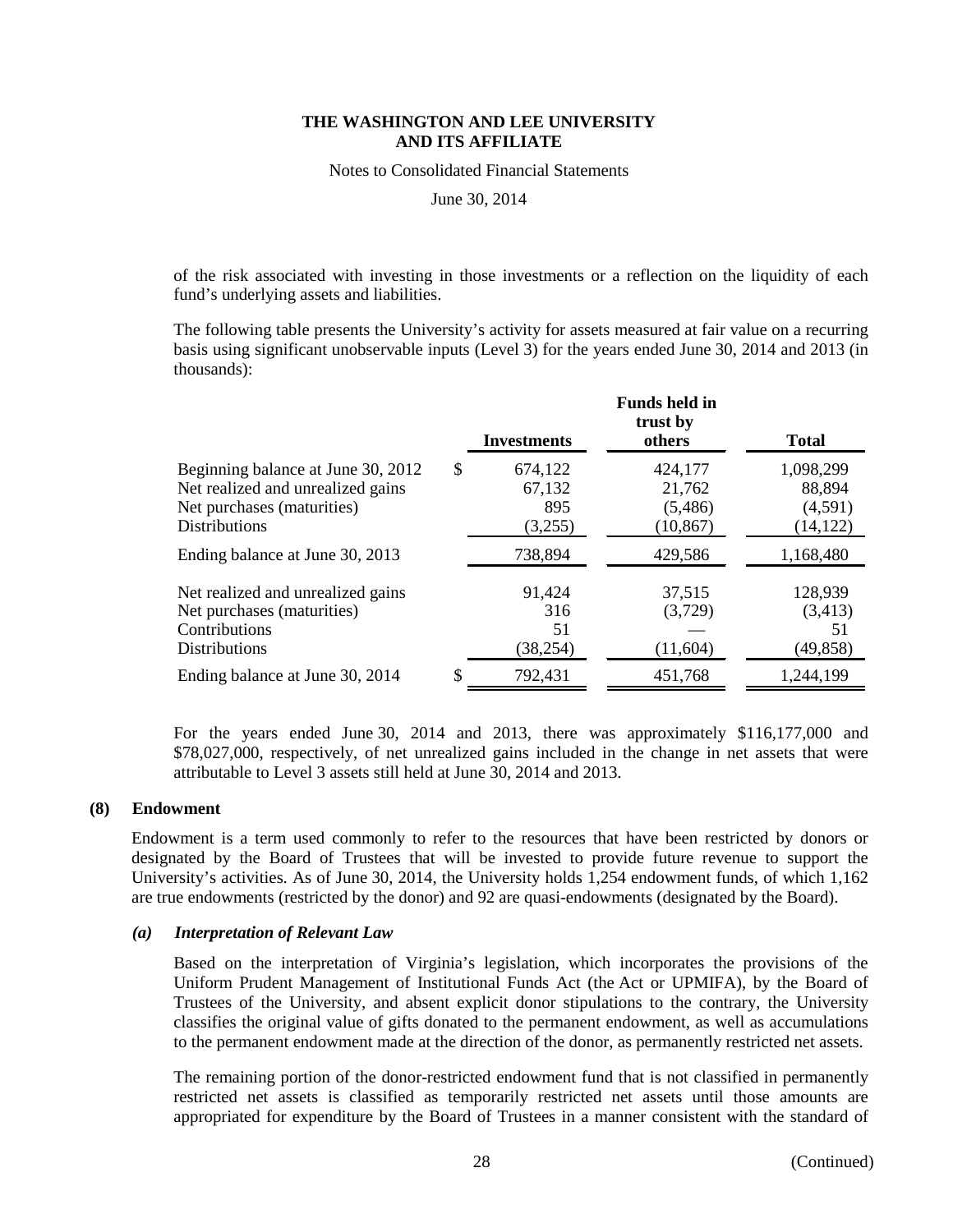of the risk associated with investing in those investments or a reflection on the liquidity of each fund's underlying assets and liabilities.

The following table presents the University's activity for assets measured at fair value on a recurring basis using significant unobservable inputs (Level 3) for the years ended June 30, 2014 and 2013 (in thousands):

| | Investments | Funds held in trust by others | Total |
|---|---|---|---|
| Beginning balance at June 30, 2012 | $ 674,122 | 424,177 | 1,098,299 |
| Net realized and unrealized gains | 67,132 | 21,762 | 88,894 |
| Net purchases (maturities) | 895 | (5,486) | (4,591) |
| Distributions | (3,255) | (10,867) | (14,122) |
| Ending balance at June 30, 2013 | 738,894 | 429,586 | 1,168,480 |
| Net realized and unrealized gains | 91,424 | 37,515 | 128,939 |
| Net purchases (maturities) | 316 | (3,729) | (3,413) |
| Contributions | 51 | — | 51 |
| Distributions | (38,254) | (11,604) | (49,858) |
| Ending balance at June 30, 2014 | $ 792,431 | 451,768 | 1,244,199 |

For the years ended June 30, 2014 and 2013, there was approximately $116,177,000 and $78,027,000, respectively, of net unrealized gains included in the change in net assets that were attributable to Level 3 assets still held at June 30, 2014 and 2013.

## (8) Endowment

Endowment is a term used commonly to refer to the resources that have been restricted by donors or designated by the Board of Trustees that will be invested to provide future revenue to support the University's activities. As of June 30, 2014, the University holds 1,254 endowment funds, of which 1,162 are true endowments (restricted by the donor) and 92 are quasi-endowments (designated by the Board).

### *(a) Interpretation of Relevant Law*

Based on the interpretation of Virginia's legislation, which incorporates the provisions of the Uniform Prudent Management of Institutional Funds Act (the Act or UPMIFA), by the Board of Trustees of the University, and absent explicit donor stipulations to the contrary, the University classifies the original value of gifts donated to the permanent endowment, as well as accumulations to the permanent endowment made at the direction of the donor, as permanently restricted net assets.

The remaining portion of the donor-restricted endowment fund that is not classified in permanently restricted net assets is classified as temporarily restricted net assets until those amounts are appropriated for expenditure by the Board of Trustees in a manner consistent with the standard of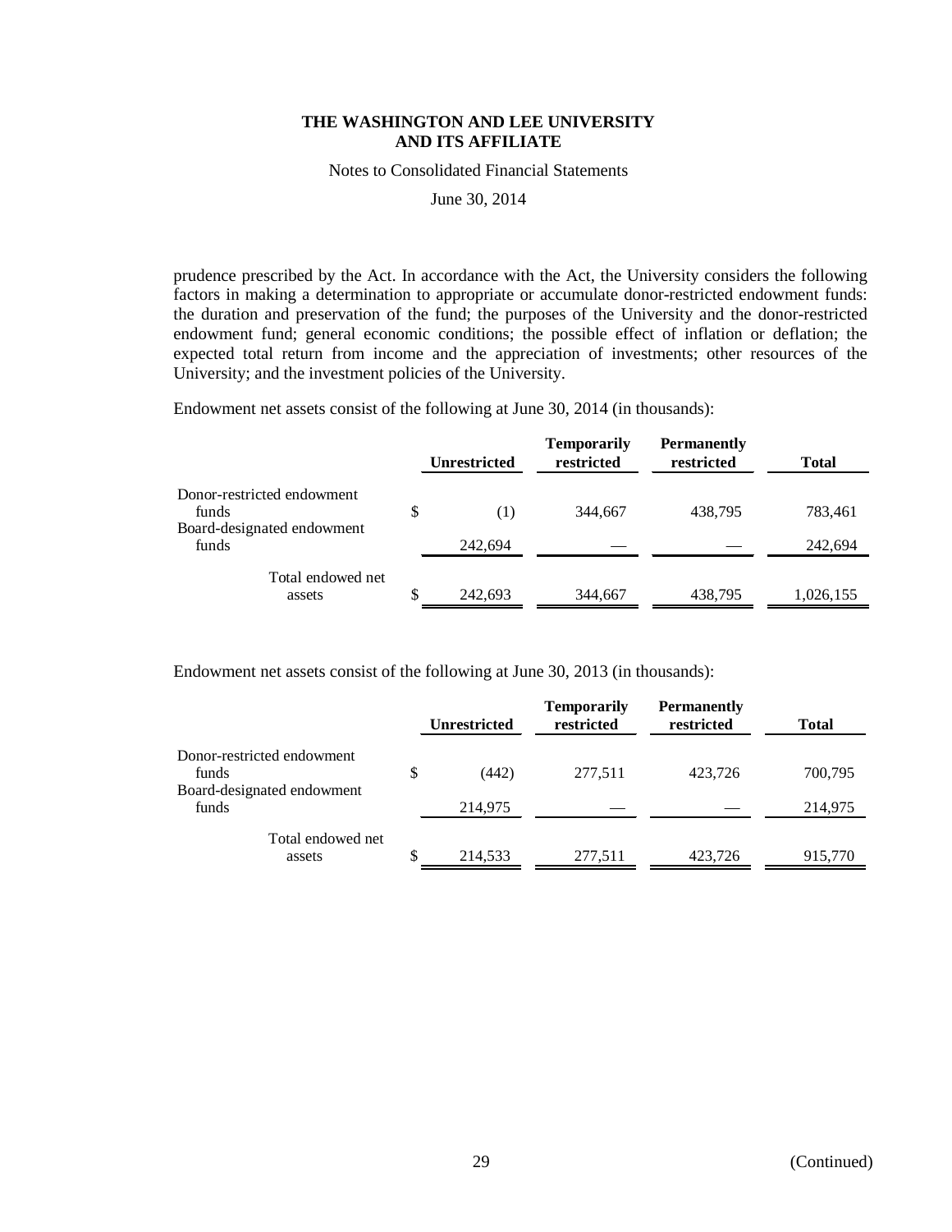prudence prescribed by the Act. In accordance with the Act, the University considers the following factors in making a determination to appropriate or accumulate donor-restricted endowment funds: the duration and preservation of the fund; the purposes of the University and the donor-restricted endowment fund; general economic conditions; the possible effect of inflation or deflation; the expected total return from income and the appreciation of investments; other resources of the University; and the investment policies of the University.

Endowment net assets consist of the following at June 30, 2014 (in thousands):

| | Unrestricted | Temporarily restricted | Permanently restricted | Total |
|---|---|---|---|---|
| Donor-restricted endowment funds | $ (1) | 344,667 | 438,795 | 783,461 |
| Board-designated endowment funds | 242,694 | — | — | 242,694 |
| Total endowed net assets | $ 242,693 | 344,667 | 438,795 | 1,026,155 |

Endowment net assets consist of the following at June 30, 2013 (in thousands):

| | Unrestricted | Temporarily restricted | Permanently restricted | Total |
|---|---|---|---|---|
| Donor-restricted endowment funds | $ (442) | 277,511 | 423,726 | 700,795 |
| Board-designated endowment funds | 214,975 | — | — | 214,975 |
| Total endowed net assets | $ 214,533 | 277,511 | 423,726 | 915,770 |

(Continued)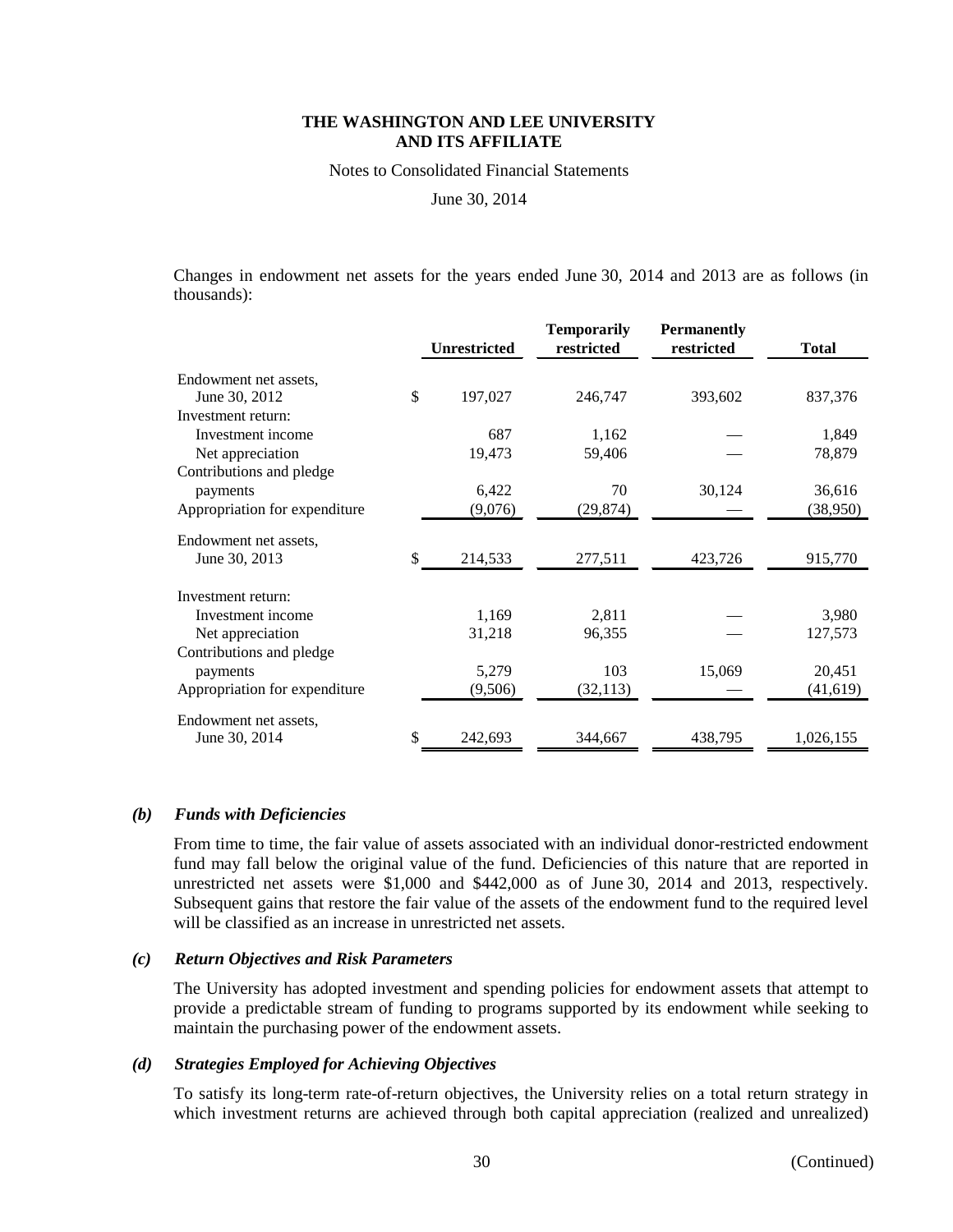Changes in endowment net assets for the years ended June 30, 2014 and 2013 are as follows (in thousands):

| | Unrestricted | Temporarily restricted | Permanently restricted | Total |
|---|---|---|---|---|
| Endowment net assets, June 30, 2012 | $ 197,027 | 246,747 | 393,602 | 837,376 |
| Investment return: | | | | |
| Investment income | 687 | 1,162 | — | 1,849 |
| Net appreciation | 19,473 | 59,406 | — | 78,879 |
| Contributions and pledge payments | 6,422 | 70 | 30,124 | 36,616 |
| Appropriation for expenditure | (9,076) | (29,874) | — | (38,950) |
| Endowment net assets, June 30, 2013 | $ 214,533 | 277,511 | 423,726 | 915,770 |
| Investment return: | | | | |
| Investment income | 1,169 | 2,811 | — | 3,980 |
| Net appreciation | 31,218 | 96,355 | — | 127,573 |
| Contributions and pledge payments | 5,279 | 103 | 15,069 | 20,451 |
| Appropriation for expenditure | (9,506) | (32,113) | — | (41,619) |
| Endowment net assets, June 30, 2014 | $ 242,693 | 344,667 | 438,795 | 1,026,155 |

### *(b) Funds with Deficiencies*

From time to time, the fair value of assets associated with an individual donor-restricted endowment fund may fall below the original value of the fund. Deficiencies of this nature that are reported in unrestricted net assets were $1,000 and $442,000 as of June 30, 2014 and 2013, respectively. Subsequent gains that restore the fair value of the assets of the endowment fund to the required level will be classified as an increase in unrestricted net assets.

### *(c) Return Objectives and Risk Parameters*

The University has adopted investment and spending policies for endowment assets that attempt to provide a predictable stream of funding to programs supported by its endowment while seeking to maintain the purchasing power of the endowment assets.

### *(d) Strategies Employed for Achieving Objectives*

To satisfy its long-term rate-of-return objectives, the University relies on a total return strategy in which investment returns are achieved through both capital appreciation (realized and unrealized)

(Continued)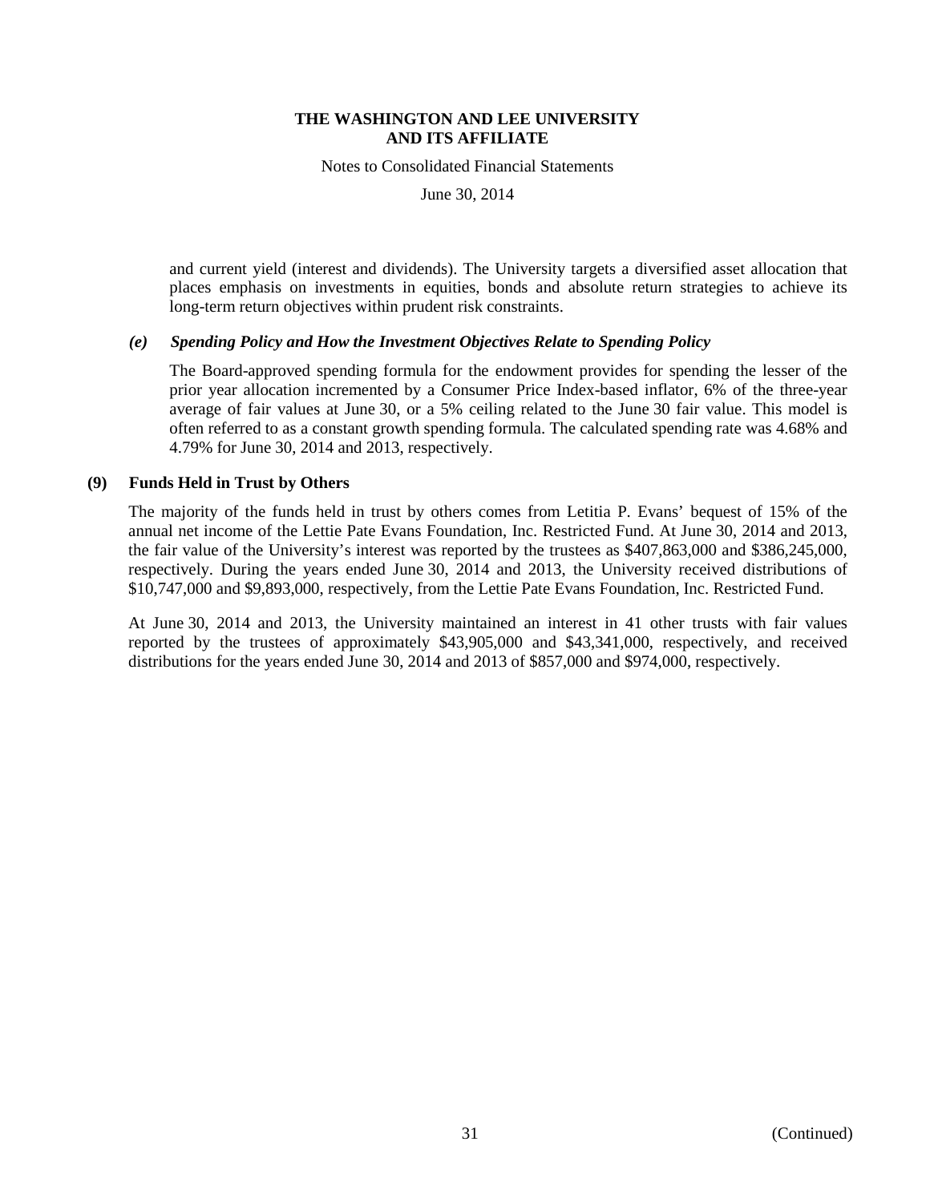and current yield (interest and dividends). The University targets a diversified asset allocation that places emphasis on investments in equities, bonds and absolute return strategies to achieve its long-term return objectives within prudent risk constraints.

### *(e) Spending Policy and How the Investment Objectives Relate to Spending Policy*

The Board-approved spending formula for the endowment provides for spending the lesser of the prior year allocation incremented by a Consumer Price Index-based inflator, 6% of the three-year average of fair values at June 30, or a 5% ceiling related to the June 30 fair value. This model is often referred to as a constant growth spending formula. The calculated spending rate was 4.68% and 4.79% for June 30, 2014 and 2013, respectively.

## (9) Funds Held in Trust by Others

The majority of the funds held in trust by others comes from Letitia P. Evans' bequest of 15% of the annual net income of the Lettie Pate Evans Foundation, Inc. Restricted Fund. At June 30, 2014 and 2013, the fair value of the University's interest was reported by the trustees as $407,863,000 and $386,245,000, respectively. During the years ended June 30, 2014 and 2013, the University received distributions of $10,747,000 and $9,893,000, respectively, from the Lettie Pate Evans Foundation, Inc. Restricted Fund.

At June 30, 2014 and 2013, the University maintained an interest in 41 other trusts with fair values reported by the trustees of approximately $43,905,000 and $43,341,000, respectively, and received distributions for the years ended June 30, 2014 and 2013 of $857,000 and $974,000, respectively.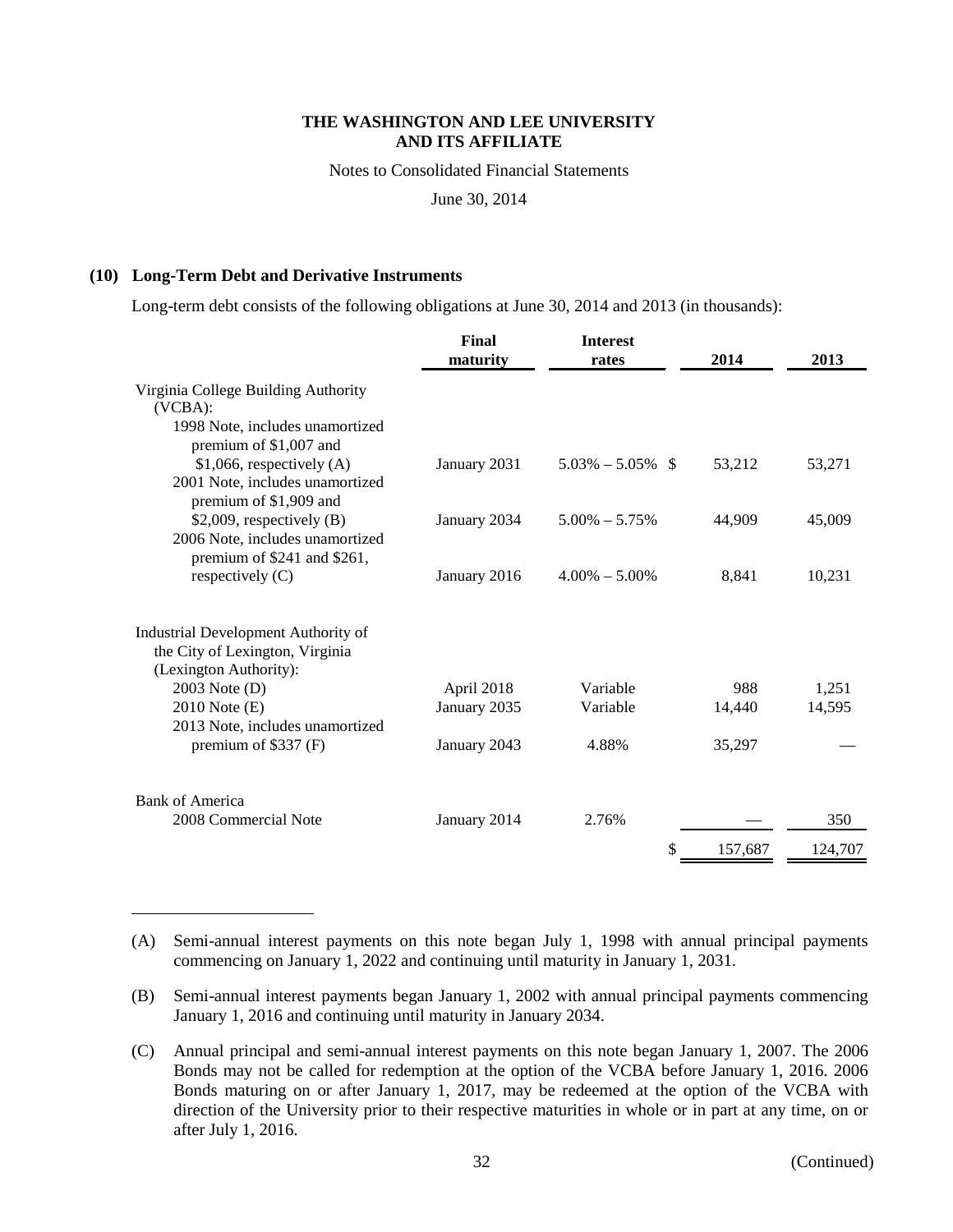### (10) Long-Term Debt and Derivative Instruments

Long-term debt consists of the following obligations at June 30, 2014 and 2013 (in thousands):

| | Final maturity | Interest rates | 2014 | 2013 |
|---|---|---|---|---|
| Virginia College Building Authority (VCBA): | | | | |
| 1998 Note, includes unamortized premium of $1,007 and $1,066, respectively (A) | January 2031 | 5.03% – 5.05% | $ 53,212 | 53,271 |
| 2001 Note, includes unamortized premium of $1,909 and $2,009, respectively (B) | January 2034 | 5.00% – 5.75% | 44,909 | 45,009 |
| 2006 Note, includes unamortized premium of $241 and $261, respectively (C) | January 2016 | 4.00% – 5.00% | 8,841 | 10,231 |
| Industrial Development Authority of the City of Lexington, Virginia (Lexington Authority): | | | | |
| 2003 Note (D) | April 2018 | Variable | 988 | 1,251 |
| 2010 Note (E) | January 2035 | Variable | 14,440 | 14,595 |
| 2013 Note, includes unamortized premium of $337 (F) | January 2043 | 4.88% | 35,297 | — |
| Bank of America | | | | |
| 2008 Commercial Note | January 2014 | 2.76% | — | 350 |
| | | | $ 157,687 | 124,707 |

(A) Semi-annual interest payments on this note began July 1, 1998 with annual principal payments commencing on January 1, 2022 and continuing until maturity in January 1, 2031.

(B) Semi-annual interest payments began January 1, 2002 with annual principal payments commencing January 1, 2016 and continuing until maturity in January 2034.

(C) Annual principal and semi-annual interest payments on this note began January 1, 2007. The 2006 Bonds may not be called for redemption at the option of the VCBA before January 1, 2016. 2006 Bonds maturing on or after January 1, 2017, may be redeemed at the option of the VCBA with direction of the University prior to their respective maturities in whole or in part at any time, on or after July 1, 2016.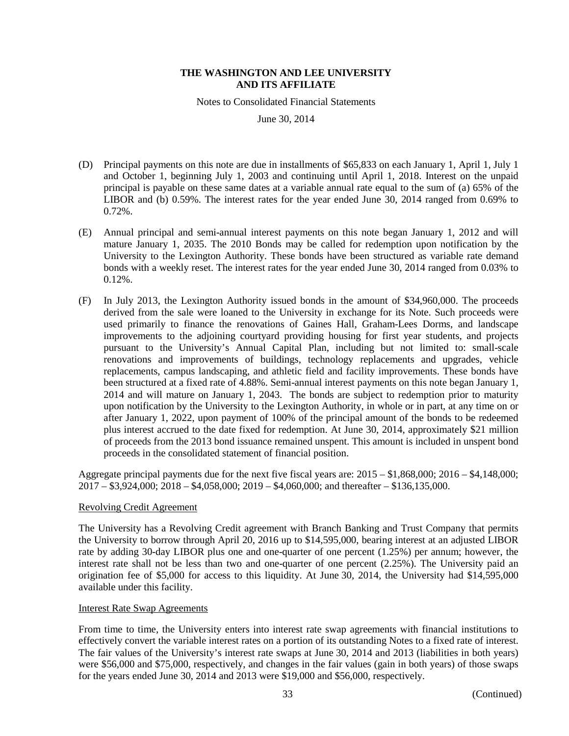(D) Principal payments on this note are due in installments of $65,833 on each January 1, April 1, July 1 and October 1, beginning July 1, 2003 and continuing until April 1, 2018. Interest on the unpaid principal is payable on these same dates at a variable annual rate equal to the sum of (a) 65% of the LIBOR and (b) 0.59%. The interest rates for the year ended June 30, 2014 ranged from 0.69% to 0.72%.

(E) Annual principal and semi-annual interest payments on this note began January 1, 2012 and will mature January 1, 2035. The 2010 Bonds may be called for redemption upon notification by the University to the Lexington Authority. These bonds have been structured as variable rate demand bonds with a weekly reset. The interest rates for the year ended June 30, 2014 ranged from 0.03% to 0.12%.

(F) In July 2013, the Lexington Authority issued bonds in the amount of $34,960,000. The proceeds derived from the sale were loaned to the University in exchange for its Note. Such proceeds were used primarily to finance the renovations of Gaines Hall, Graham-Lees Dorms, and landscape improvements to the adjoining courtyard providing housing for first year students, and projects pursuant to the University's Annual Capital Plan, including but not limited to: small-scale renovations and improvements of buildings, technology replacements and upgrades, vehicle replacements, campus landscaping, and athletic field and facility improvements. These bonds have been structured at a fixed rate of 4.88%. Semi-annual interest payments on this note began January 1, 2014 and will mature on January 1, 2043. The bonds are subject to redemption prior to maturity upon notification by the University to the Lexington Authority, in whole or in part, at any time on or after January 1, 2022, upon payment of 100% of the principal amount of the bonds to be redeemed plus interest accrued to the date fixed for redemption. At June 30, 2014, approximately $21 million of proceeds from the 2013 bond issuance remained unspent. This amount is included in unspent bond proceeds in the consolidated statement of financial position.

Aggregate principal payments due for the next five fiscal years are: 2015 – $1,868,000; 2016 – $4,148,000; 2017 – $3,924,000; 2018 – $4,058,000; 2019 – $4,060,000; and thereafter – $136,135,000.

Revolving Credit Agreement

The University has a Revolving Credit agreement with Branch Banking and Trust Company that permits the University to borrow through April 20, 2016 up to $14,595,000, bearing interest at an adjusted LIBOR rate by adding 30-day LIBOR plus one and one-quarter of one percent (1.25%) per annum; however, the interest rate shall not be less than two and one-quarter of one percent (2.25%). The University paid an origination fee of $5,000 for access to this liquidity. At June 30, 2014, the University had $14,595,000 available under this facility.

Interest Rate Swap Agreements

From time to time, the University enters into interest rate swap agreements with financial institutions to effectively convert the variable interest rates on a portion of its outstanding Notes to a fixed rate of interest. The fair values of the University's interest rate swaps at June 30, 2014 and 2013 (liabilities in both years) were $56,000 and $75,000, respectively, and changes in the fair values (gain in both years) of those swaps for the years ended June 30, 2014 and 2013 were $19,000 and $56,000, respectively.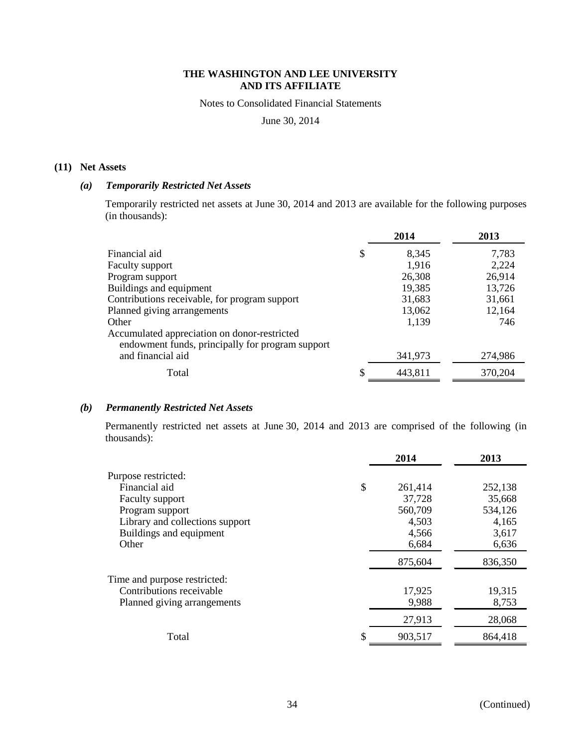THE WASHINGTON AND LEE UNIVERSITY
AND ITS AFFILIATE

Notes to Consolidated Financial Statements

June 30, 2014

## (11) Net Assets

### *(a) Temporarily Restricted Net Assets*

Temporarily restricted net assets at June 30, 2014 and 2013 are available for the following purposes (in thousands):

| | 2014 | 2013 |
|---|---|---|
| Financial aid | $ 8,345 | 7,783 |
| Faculty support | 1,916 | 2,224 |
| Program support | 26,308 | 26,914 |
| Buildings and equipment | 19,385 | 13,726 |
| Contributions receivable, for program support | 31,683 | 31,661 |
| Planned giving arrangements | 13,062 | 12,164 |
| Other | 1,139 | 746 |
| Accumulated appreciation on donor-restricted endowment funds, principally for program support and financial aid | 341,973 | 274,986 |
| Total | $ 443,811 | 370,204 |

### *(b) Permanently Restricted Net Assets*

Permanently restricted net assets at June 30, 2014 and 2013 are comprised of the following (in thousands):

| | 2014 | 2013 |
|---|---|---|
| Purpose restricted: | | |
| Financial aid | $ 261,414 | 252,138 |
| Faculty support | 37,728 | 35,668 |
| Program support | 560,709 | 534,126 |
| Library and collections support | 4,503 | 4,165 |
| Buildings and equipment | 4,566 | 3,617 |
| Other | 6,684 | 6,636 |
| | 875,604 | 836,350 |
| Time and purpose restricted: | | |
| Contributions receivable | 17,925 | 19,315 |
| Planned giving arrangements | 9,988 | 8,753 |
| | 27,913 | 28,068 |
| Total | $ 903,517 | 864,418 |

(Continued)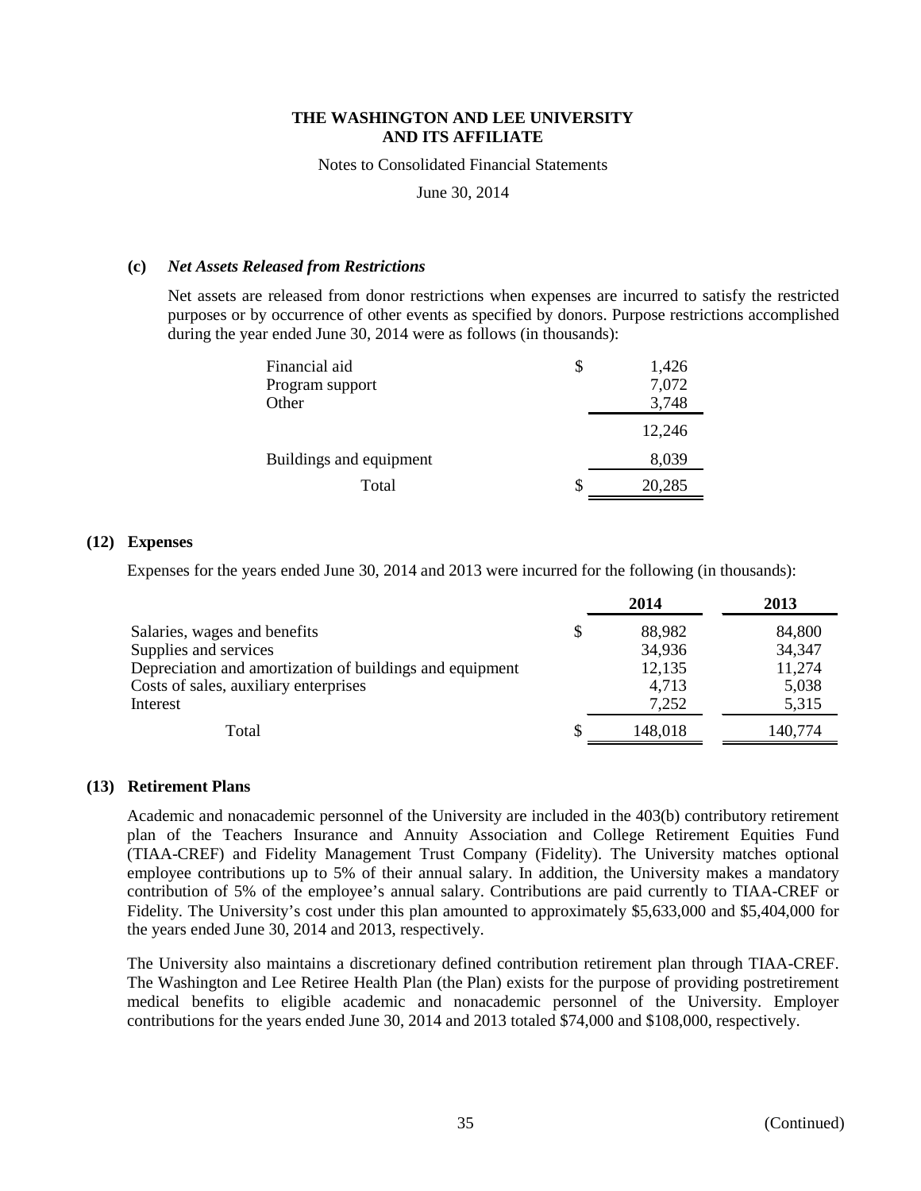#### (c) *Net Assets Released from Restrictions*

Net assets are released from donor restrictions when expenses are incurred to satisfy the restricted purposes or by occurrence of other events as specified by donors. Purpose restrictions accomplished during the year ended June 30, 2014 were as follows (in thousands):

| | |
|---|---|
| Financial aid | $ 1,426 |
| Program support | 7,072 |
| Other | 3,748 |
| | 12,246 |
| Buildings and equipment | 8,039 |
| Total | $ 20,285 |

## (12) Expenses

Expenses for the years ended June 30, 2014 and 2013 were incurred for the following (in thousands):

| | 2014 | 2013 |
|---|---|---|
| Salaries, wages and benefits | $ 88,982 | 84,800 |
| Supplies and services | 34,936 | 34,347 |
| Depreciation and amortization of buildings and equipment | 12,135 | 11,274 |
| Costs of sales, auxiliary enterprises | 4,713 | 5,038 |
| Interest | 7,252 | 5,315 |
| Total | $ 148,018 | 140,774 |

## (13) Retirement Plans

Academic and nonacademic personnel of the University are included in the 403(b) contributory retirement plan of the Teachers Insurance and Annuity Association and College Retirement Equities Fund (TIAA-CREF) and Fidelity Management Trust Company (Fidelity). The University matches optional employee contributions up to 5% of their annual salary. In addition, the University makes a mandatory contribution of 5% of the employee's annual salary. Contributions are paid currently to TIAA-CREF or Fidelity. The University's cost under this plan amounted to approximately $5,633,000 and $5,404,000 for the years ended June 30, 2014 and 2013, respectively.

The University also maintains a discretionary defined contribution retirement plan through TIAA-CREF. The Washington and Lee Retiree Health Plan (the Plan) exists for the purpose of providing postretirement medical benefits to eligible academic and nonacademic personnel of the University. Employer contributions for the years ended June 30, 2014 and 2013 totaled $74,000 and $108,000, respectively.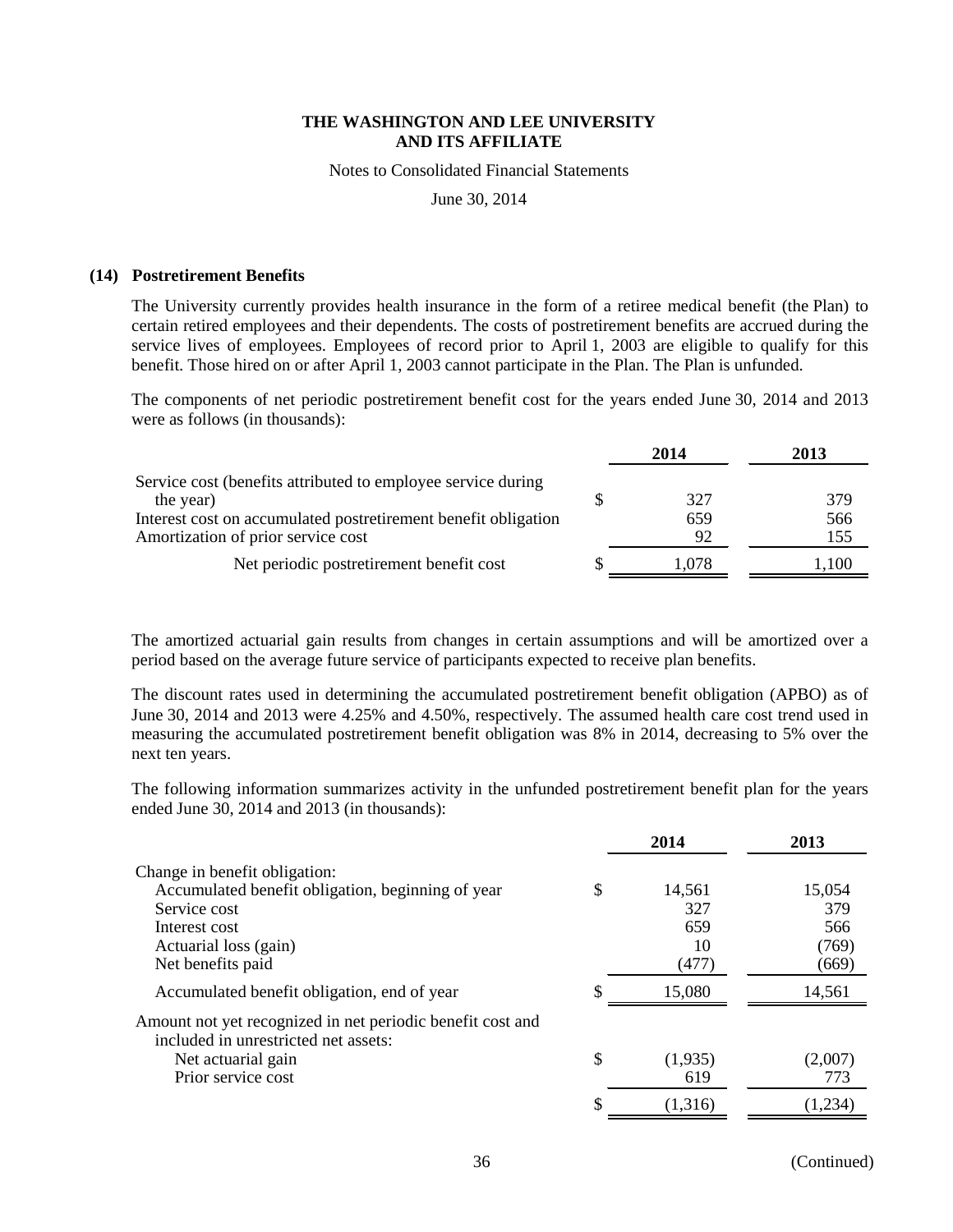### (14) Postretirement Benefits

The University currently provides health insurance in the form of a retiree medical benefit (the Plan) to certain retired employees and their dependents. The costs of postretirement benefits are accrued during the service lives of employees. Employees of record prior to April 1, 2003 are eligible to qualify for this benefit. Those hired on or after April 1, 2003 cannot participate in the Plan. The Plan is unfunded.

The components of net periodic postretirement benefit cost for the years ended June 30, 2014 and 2013 were as follows (in thousands):

| | 2014 | 2013 |
|---|---|---|
| Service cost (benefits attributed to employee service during the year) | $ 327 | 379 |
| Interest cost on accumulated postretirement benefit obligation | 659 | 566 |
| Amortization of prior service cost | 92 | 155 |
| Net periodic postretirement benefit cost | $ 1,078 | 1,100 |

The amortized actuarial gain results from changes in certain assumptions and will be amortized over a period based on the average future service of participants expected to receive plan benefits.

The discount rates used in determining the accumulated postretirement benefit obligation (APBO) as of June 30, 2014 and 2013 were 4.25% and 4.50%, respectively. The assumed health care cost trend used in measuring the accumulated postretirement benefit obligation was 8% in 2014, decreasing to 5% over the next ten years.

The following information summarizes activity in the unfunded postretirement benefit plan for the years ended June 30, 2014 and 2013 (in thousands):

| | 2014 | 2013 |
|---|---|---|
| Change in benefit obligation: | | |
| Accumulated benefit obligation, beginning of year | $ 14,561 | 15,054 |
| Service cost | 327 | 379 |
| Interest cost | 659 | 566 |
| Actuarial loss (gain) | 10 | (769) |
| Net benefits paid | (477) | (669) |
| Accumulated benefit obligation, end of year | $ 15,080 | 14,561 |
| Amount not yet recognized in net periodic benefit cost and included in unrestricted net assets: | | |
| Net actuarial gain | $ (1,935) | (2,007) |
| Prior service cost | 619 | 773 |
| | $ (1,316) | (1,234) |

(Continued)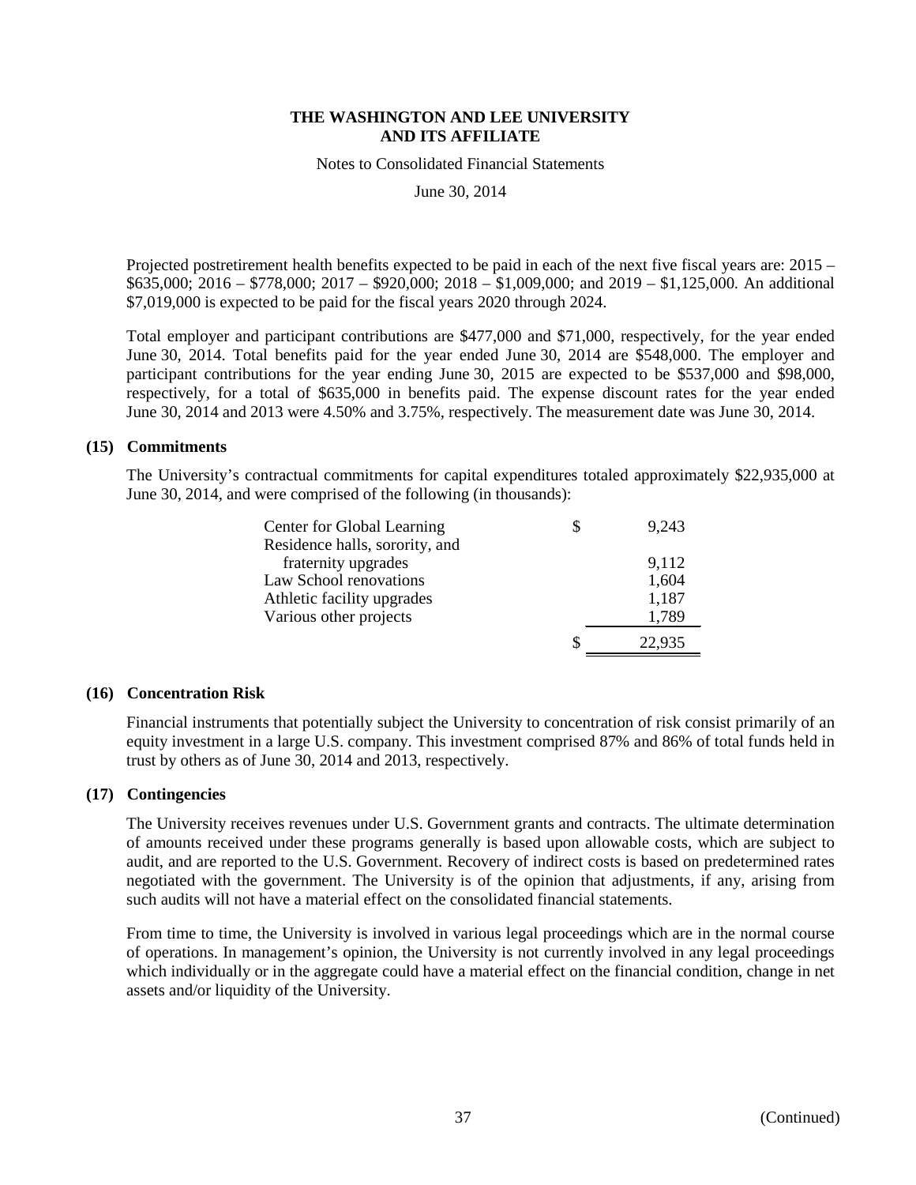Projected postretirement health benefits expected to be paid in each of the next five fiscal years are: 2015 – \$635,000; 2016 – \$778,000; 2017 – \$920,000; 2018 – \$1,009,000; and 2019 – \$1,125,000. An additional \$7,019,000 is expected to be paid for the fiscal years 2020 through 2024.

Total employer and participant contributions are \$477,000 and \$71,000, respectively, for the year ended June 30, 2014. Total benefits paid for the year ended June 30, 2014 are \$548,000. The employer and participant contributions for the year ending June 30, 2015 are expected to be \$537,000 and \$98,000, respectively, for a total of \$635,000 in benefits paid. The expense discount rates for the year ended June 30, 2014 and 2013 were 4.50% and 3.75%, respectively. The measurement date was June 30, 2014.

## (15) Commitments

The University's contractual commitments for capital expenditures totaled approximately \$22,935,000 at June 30, 2014, and were comprised of the following (in thousands):

| | |
|---|---|
| Center for Global Learning | \$ 9,243 |
| Residence halls, sorority, and fraternity upgrades | 9,112 |
| Law School renovations | 1,604 |
| Athletic facility upgrades | 1,187 |
| Various other projects | 1,789 |
| | \$ 22,935 |

## (16) Concentration Risk

Financial instruments that potentially subject the University to concentration of risk consist primarily of an equity investment in a large U.S. company. This investment comprised 87% and 86% of total funds held in trust by others as of June 30, 2014 and 2013, respectively.

## (17) Contingencies

The University receives revenues under U.S. Government grants and contracts. The ultimate determination of amounts received under these programs generally is based upon allowable costs, which are subject to audit, and are reported to the U.S. Government. Recovery of indirect costs is based on predetermined rates negotiated with the government. The University is of the opinion that adjustments, if any, arising from such audits will not have a material effect on the consolidated financial statements.

From time to time, the University is involved in various legal proceedings which are in the normal course of operations. In management's opinion, the University is not currently involved in any legal proceedings which individually or in the aggregate could have a material effect on the financial condition, change in net assets and/or liquidity of the University.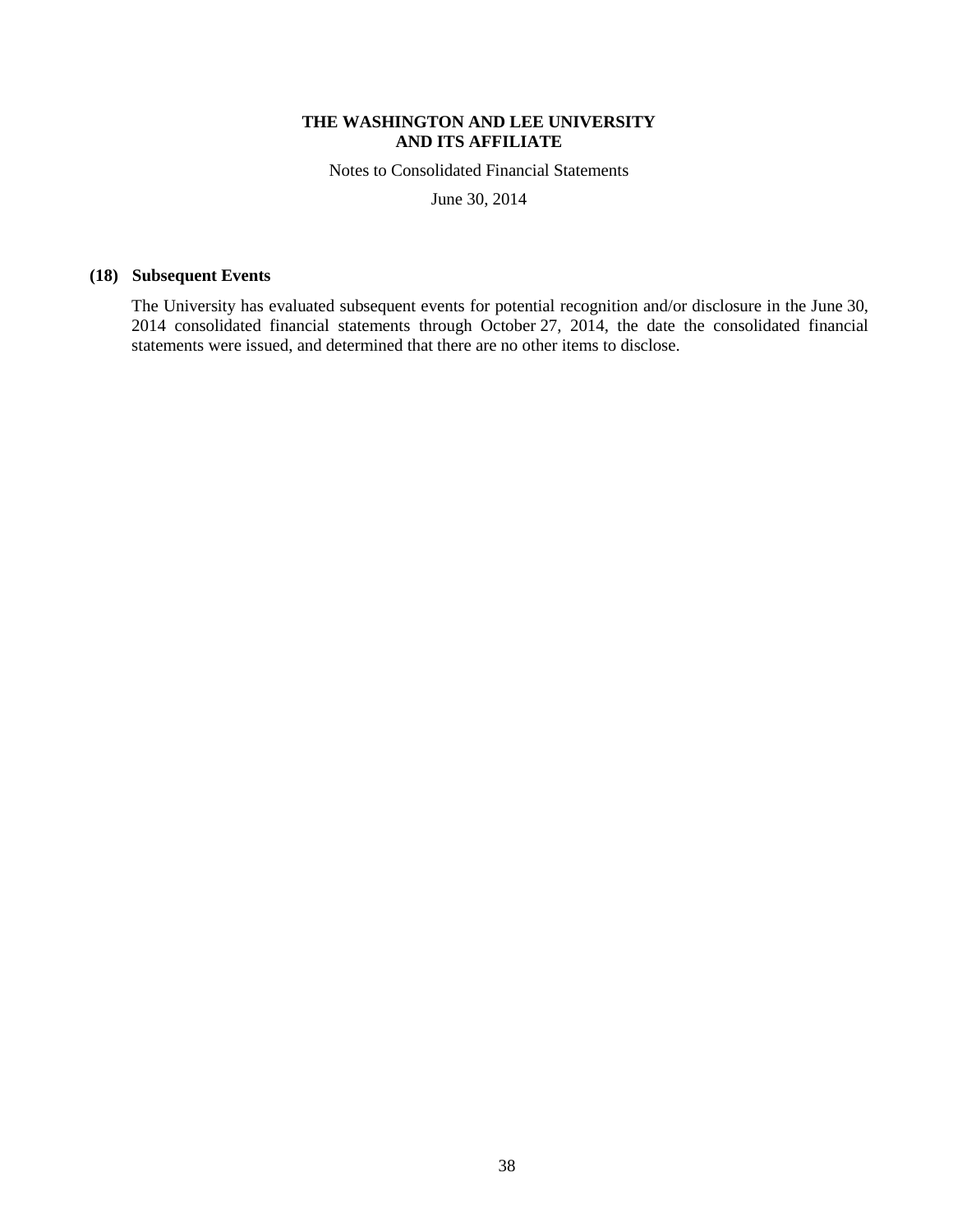## (18) Subsequent Events

The University has evaluated subsequent events for potential recognition and/or disclosure in the June 30, 2014 consolidated financial statements through October 27, 2014, the date the consolidated financial statements were issued, and determined that there are no other items to disclose.